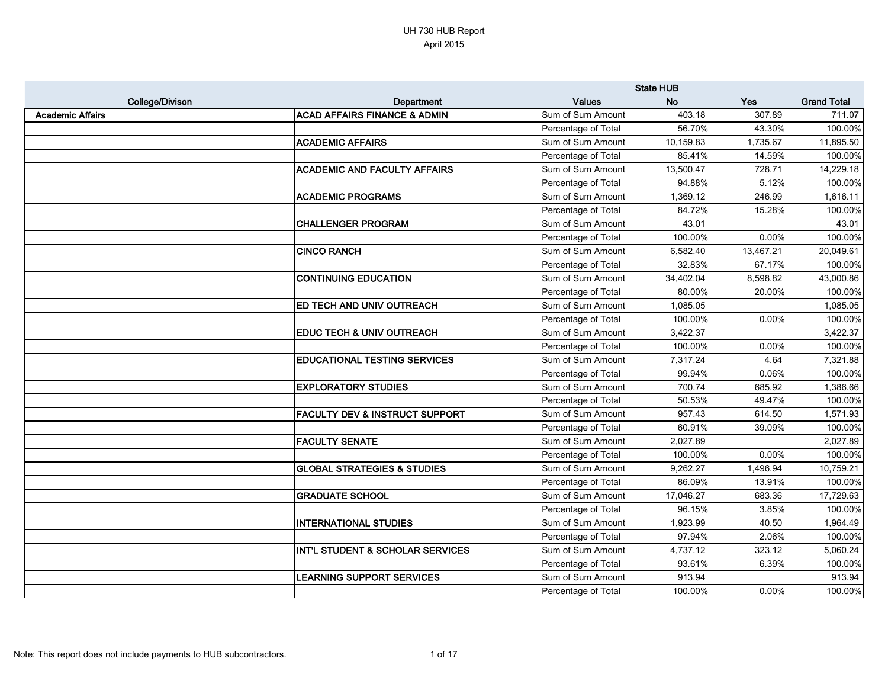# UH 730 HUB Report

April 2015

| College/Divison | Department | Values | State HUB No | Yes | Grand Total |
|---|---|---|---|---|---|
| Academic Affairs | ACAD AFFAIRS FINANCE & ADMIN | Sum of Sum Amount | 403.18 | 307.89 | 711.07 |
| | | Percentage of Total | 56.70% | 43.30% | 100.00% |
| | ACADEMIC AFFAIRS | Sum of Sum Amount | 10,159.83 | 1,735.67 | 11,895.50 |
| | | Percentage of Total | 85.41% | 14.59% | 100.00% |
| | ACADEMIC AND FACULTY AFFAIRS | Sum of Sum Amount | 13,500.47 | 728.71 | 14,229.18 |
| | | Percentage of Total | 94.88% | 5.12% | 100.00% |
| | ACADEMIC PROGRAMS | Sum of Sum Amount | 1,369.12 | 246.99 | 1,616.11 |
| | | Percentage of Total | 84.72% | 15.28% | 100.00% |
| | CHALLENGER PROGRAM | Sum of Sum Amount | 43.01 | | 43.01 |
| | | Percentage of Total | 100.00% | 0.00% | 100.00% |
| | CINCO RANCH | Sum of Sum Amount | 6,582.40 | 13,467.21 | 20,049.61 |
| | | Percentage of Total | 32.83% | 67.17% | 100.00% |
| | CONTINUING EDUCATION | Sum of Sum Amount | 34,402.04 | 8,598.82 | 43,000.86 |
| | | Percentage of Total | 80.00% | 20.00% | 100.00% |
| | ED TECH AND UNIV OUTREACH | Sum of Sum Amount | 1,085.05 | | 1,085.05 |
| | | Percentage of Total | 100.00% | 0.00% | 100.00% |
| | EDUC TECH & UNIV OUTREACH | Sum of Sum Amount | 3,422.37 | | 3,422.37 |
| | | Percentage of Total | 100.00% | 0.00% | 100.00% |
| | EDUCATIONAL TESTING SERVICES | Sum of Sum Amount | 7,317.24 | 4.64 | 7,321.88 |
| | | Percentage of Total | 99.94% | 0.06% | 100.00% |
| | EXPLORATORY STUDIES | Sum of Sum Amount | 700.74 | 685.92 | 1,386.66 |
| | | Percentage of Total | 50.53% | 49.47% | 100.00% |
| | FACULTY DEV & INSTRUCT SUPPORT | Sum of Sum Amount | 957.43 | 614.50 | 1,571.93 |
| | | Percentage of Total | 60.91% | 39.09% | 100.00% |
| | FACULTY SENATE | Sum of Sum Amount | 2,027.89 | | 2,027.89 |
| | | Percentage of Total | 100.00% | 0.00% | 100.00% |
| | GLOBAL STRATEGIES & STUDIES | Sum of Sum Amount | 9,262.27 | 1,496.94 | 10,759.21 |
| | | Percentage of Total | 86.09% | 13.91% | 100.00% |
| | GRADUATE SCHOOL | Sum of Sum Amount | 17,046.27 | 683.36 | 17,729.63 |
| | | Percentage of Total | 96.15% | 3.85% | 100.00% |
| | INTERNATIONAL STUDIES | Sum of Sum Amount | 1,923.99 | 40.50 | 1,964.49 |
| | | Percentage of Total | 97.94% | 2.06% | 100.00% |
| | INT'L STUDENT & SCHOLAR SERVICES | Sum of Sum Amount | 4,737.12 | 323.12 | 5,060.24 |
| | | Percentage of Total | 93.61% | 6.39% | 100.00% |
| | LEARNING SUPPORT SERVICES | Sum of Sum Amount | 913.94 | | 913.94 |
| | | Percentage of Total | 100.00% | 0.00% | 100.00% |

Note: This report does not include payments to HUB subcontractors.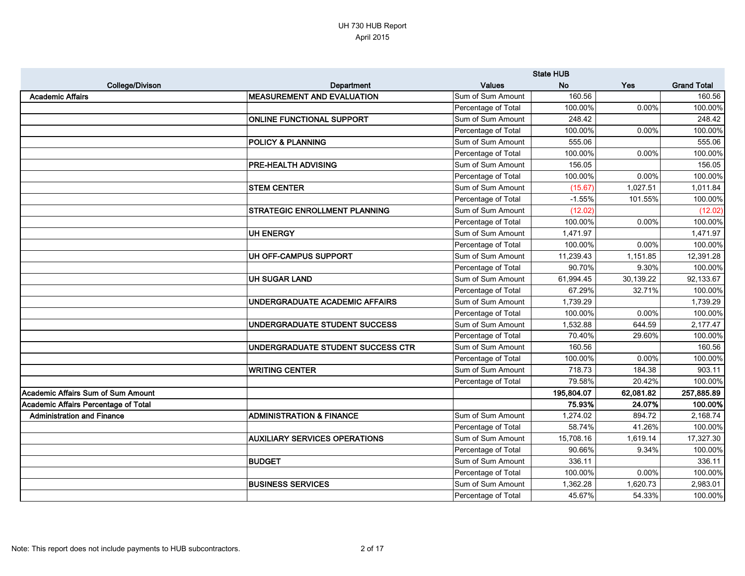UH 730 HUB Report
April 2015

| College/Divison | Department | Values | State HUB No | Yes | Grand Total |
|---|---|---|---|---|---|
| **Academic Affairs** | **MEASUREMENT AND EVALUATION** | Sum of Sum Amount | 160.56 | | 160.56 |
| | | Percentage of Total | 100.00% | 0.00% | 100.00% |
| | **ONLINE FUNCTIONAL SUPPORT** | Sum of Sum Amount | 248.42 | | 248.42 |
| | | Percentage of Total | 100.00% | 0.00% | 100.00% |
| | **POLICY & PLANNING** | Sum of Sum Amount | 555.06 | | 555.06 |
| | | Percentage of Total | 100.00% | 0.00% | 100.00% |
| | **PRE-HEALTH ADVISING** | Sum of Sum Amount | 156.05 | | 156.05 |
| | | Percentage of Total | 100.00% | 0.00% | 100.00% |
| | **STEM CENTER** | Sum of Sum Amount | (15.67) | 1,027.51 | 1,011.84 |
| | | Percentage of Total | -1.55% | 101.55% | 100.00% |
| | **STRATEGIC ENROLLMENT PLANNING** | Sum of Sum Amount | (12.02) | | (12.02) |
| | | Percentage of Total | 100.00% | 0.00% | 100.00% |
| | **UH ENERGY** | Sum of Sum Amount | 1,471.97 | | 1,471.97 |
| | | Percentage of Total | 100.00% | 0.00% | 100.00% |
| | **UH OFF-CAMPUS SUPPORT** | Sum of Sum Amount | 11,239.43 | 1,151.85 | 12,391.28 |
| | | Percentage of Total | 90.70% | 9.30% | 100.00% |
| | **UH SUGAR LAND** | Sum of Sum Amount | 61,994.45 | 30,139.22 | 92,133.67 |
| | | Percentage of Total | 67.29% | 32.71% | 100.00% |
| | **UNDERGRADUATE ACADEMIC AFFAIRS** | Sum of Sum Amount | 1,739.29 | | 1,739.29 |
| | | Percentage of Total | 100.00% | 0.00% | 100.00% |
| | **UNDERGRADUATE STUDENT SUCCESS** | Sum of Sum Amount | 1,532.88 | 644.59 | 2,177.47 |
| | | Percentage of Total | 70.40% | 29.60% | 100.00% |
| | **UNDERGRADUATE STUDENT SUCCESS CTR** | Sum of Sum Amount | 160.56 | | 160.56 |
| | | Percentage of Total | 100.00% | 0.00% | 100.00% |
| | **WRITING CENTER** | Sum of Sum Amount | 718.73 | 184.38 | 903.11 |
| | | Percentage of Total | 79.58% | 20.42% | 100.00% |
| **Academic Affairs Sum of Sum Amount** | | | **195,804.07** | **62,081.82** | **257,885.89** |
| **Academic Affairs Percentage of Total** | | | **75.93%** | **24.07%** | **100.00%** |
| **Administration and Finance** | **ADMINISTRATION & FINANCE** | Sum of Sum Amount | 1,274.02 | 894.72 | 2,168.74 |
| | | Percentage of Total | 58.74% | 41.26% | 100.00% |
| | **AUXILIARY SERVICES OPERATIONS** | Sum of Sum Amount | 15,708.16 | 1,619.14 | 17,327.30 |
| | | Percentage of Total | 90.66% | 9.34% | 100.00% |
| | **BUDGET** | Sum of Sum Amount | 336.11 | | 336.11 |
| | | Percentage of Total | 100.00% | 0.00% | 100.00% |
| | **BUSINESS SERVICES** | Sum of Sum Amount | 1,362.28 | 1,620.73 | 2,983.01 |
| | | Percentage of Total | 45.67% | 54.33% | 100.00% |

Note: This report does not include payments to HUB subcontractors.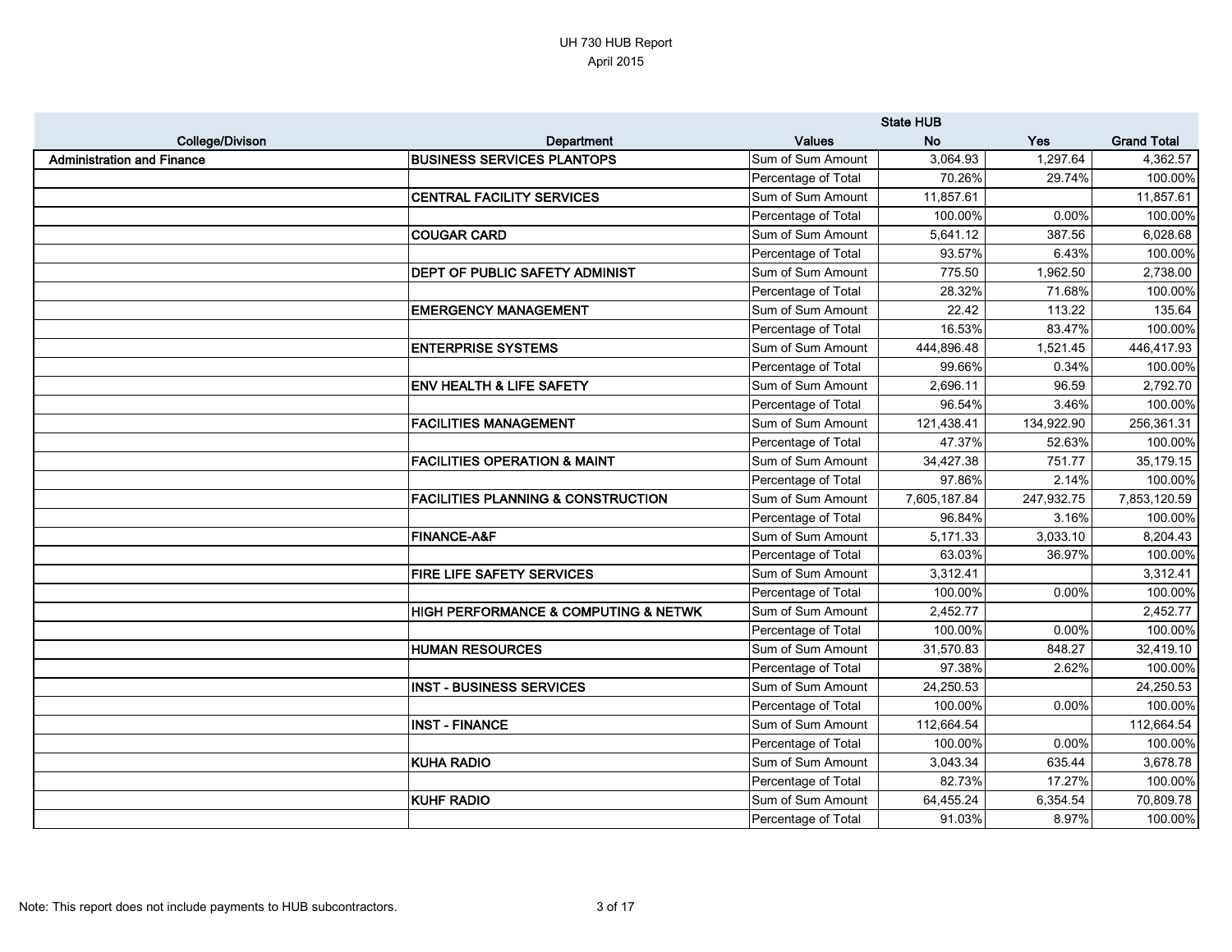UH 730 HUB Report
April 2015

| College/Divison | Department | Values | State HUB No | Yes | Grand Total |
|---|---|---|---|---|---|
| Administration and Finance | BUSINESS SERVICES PLANTOPS | Sum of Sum Amount | 3,064.93 | 1,297.64 | 4,362.57 |
| | | Percentage of Total | 70.26% | 29.74% | 100.00% |
| | CENTRAL FACILITY SERVICES | Sum of Sum Amount | 11,857.61 | | 11,857.61 |
| | | Percentage of Total | 100.00% | 0.00% | 100.00% |
| | COUGAR CARD | Sum of Sum Amount | 5,641.12 | 387.56 | 6,028.68 |
| | | Percentage of Total | 93.57% | 6.43% | 100.00% |
| | DEPT OF PUBLIC SAFETY ADMINIST | Sum of Sum Amount | 775.50 | 1,962.50 | 2,738.00 |
| | | Percentage of Total | 28.32% | 71.68% | 100.00% |
| | EMERGENCY MANAGEMENT | Sum of Sum Amount | 22.42 | 113.22 | 135.64 |
| | | Percentage of Total | 16.53% | 83.47% | 100.00% |
| | ENTERPRISE SYSTEMS | Sum of Sum Amount | 444,896.48 | 1,521.45 | 446,417.93 |
| | | Percentage of Total | 99.66% | 0.34% | 100.00% |
| | ENV HEALTH & LIFE SAFETY | Sum of Sum Amount | 2,696.11 | 96.59 | 2,792.70 |
| | | Percentage of Total | 96.54% | 3.46% | 100.00% |
| | FACILITIES MANAGEMENT | Sum of Sum Amount | 121,438.41 | 134,922.90 | 256,361.31 |
| | | Percentage of Total | 47.37% | 52.63% | 100.00% |
| | FACILITIES OPERATION & MAINT | Sum of Sum Amount | 34,427.38 | 751.77 | 35,179.15 |
| | | Percentage of Total | 97.86% | 2.14% | 100.00% |
| | FACILITIES PLANNING & CONSTRUCTION | Sum of Sum Amount | 7,605,187.84 | 247,932.75 | 7,853,120.59 |
| | | Percentage of Total | 96.84% | 3.16% | 100.00% |
| | FINANCE-A&F | Sum of Sum Amount | 5,171.33 | 3,033.10 | 8,204.43 |
| | | Percentage of Total | 63.03% | 36.97% | 100.00% |
| | FIRE LIFE SAFETY SERVICES | Sum of Sum Amount | 3,312.41 | | 3,312.41 |
| | | Percentage of Total | 100.00% | 0.00% | 100.00% |
| | HIGH PERFORMANCE & COMPUTING & NETWK | Sum of Sum Amount | 2,452.77 | | 2,452.77 |
| | | Percentage of Total | 100.00% | 0.00% | 100.00% |
| | HUMAN RESOURCES | Sum of Sum Amount | 31,570.83 | 848.27 | 32,419.10 |
| | | Percentage of Total | 97.38% | 2.62% | 100.00% |
| | INST - BUSINESS SERVICES | Sum of Sum Amount | 24,250.53 | | 24,250.53 |
| | | Percentage of Total | 100.00% | 0.00% | 100.00% |
| | INST - FINANCE | Sum of Sum Amount | 112,664.54 | | 112,664.54 |
| | | Percentage of Total | 100.00% | 0.00% | 100.00% |
| | KUHA RADIO | Sum of Sum Amount | 3,043.34 | 635.44 | 3,678.78 |
| | | Percentage of Total | 82.73% | 17.27% | 100.00% |
| | KUHF RADIO | Sum of Sum Amount | 64,455.24 | 6,354.54 | 70,809.78 |
| | | Percentage of Total | 91.03% | 8.97% | 100.00% |

Note: This report does not include payments to HUB subcontractors.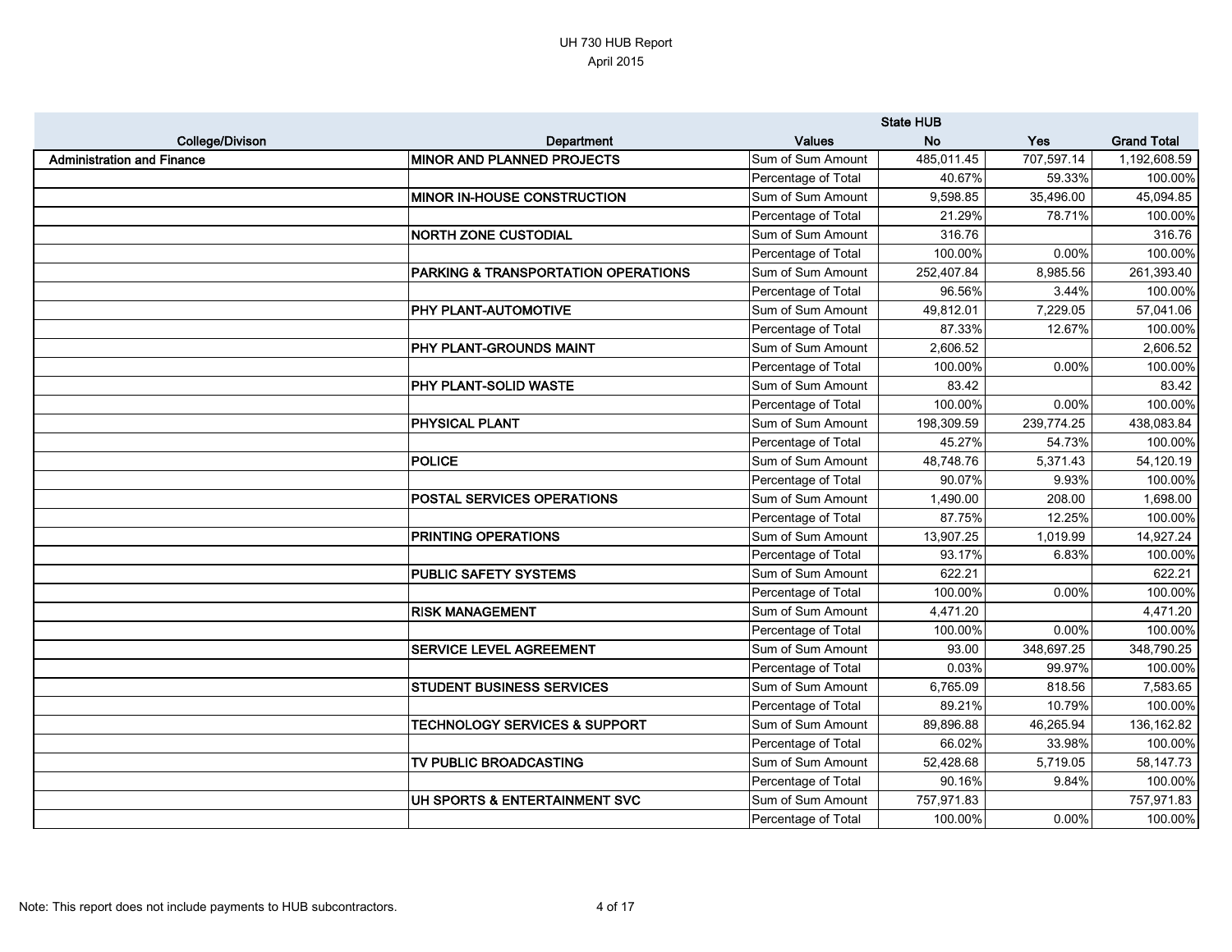UH 730 HUB Report
April 2015

| College/Divison | Department | Values | State HUB No | Yes | Grand Total |
|---|---|---|---|---|---|
| **Administration and Finance** | **MINOR AND PLANNED PROJECTS** | Sum of Sum Amount | 485,011.45 | 707,597.14 | 1,192,608.59 |
| | | Percentage of Total | 40.67% | 59.33% | 100.00% |
| | **MINOR IN-HOUSE CONSTRUCTION** | Sum of Sum Amount | 9,598.85 | 35,496.00 | 45,094.85 |
| | | Percentage of Total | 21.29% | 78.71% | 100.00% |
| | **NORTH ZONE CUSTODIAL** | Sum of Sum Amount | 316.76 | | 316.76 |
| | | Percentage of Total | 100.00% | 0.00% | 100.00% |
| | **PARKING & TRANSPORTATION OPERATIONS** | Sum of Sum Amount | 252,407.84 | 8,985.56 | 261,393.40 |
| | | Percentage of Total | 96.56% | 3.44% | 100.00% |
| | **PHY PLANT-AUTOMOTIVE** | Sum of Sum Amount | 49,812.01 | 7,229.05 | 57,041.06 |
| | | Percentage of Total | 87.33% | 12.67% | 100.00% |
| | **PHY PLANT-GROUNDS MAINT** | Sum of Sum Amount | 2,606.52 | | 2,606.52 |
| | | Percentage of Total | 100.00% | 0.00% | 100.00% |
| | **PHY PLANT-SOLID WASTE** | Sum of Sum Amount | 83.42 | | 83.42 |
| | | Percentage of Total | 100.00% | 0.00% | 100.00% |
| | **PHYSICAL PLANT** | Sum of Sum Amount | 198,309.59 | 239,774.25 | 438,083.84 |
| | | Percentage of Total | 45.27% | 54.73% | 100.00% |
| | **POLICE** | Sum of Sum Amount | 48,748.76 | 5,371.43 | 54,120.19 |
| | | Percentage of Total | 90.07% | 9.93% | 100.00% |
| | **POSTAL SERVICES OPERATIONS** | Sum of Sum Amount | 1,490.00 | 208.00 | 1,698.00 |
| | | Percentage of Total | 87.75% | 12.25% | 100.00% |
| | **PRINTING OPERATIONS** | Sum of Sum Amount | 13,907.25 | 1,019.99 | 14,927.24 |
| | | Percentage of Total | 93.17% | 6.83% | 100.00% |
| | **PUBLIC SAFETY SYSTEMS** | Sum of Sum Amount | 622.21 | | 622.21 |
| | | Percentage of Total | 100.00% | 0.00% | 100.00% |
| | **RISK MANAGEMENT** | Sum of Sum Amount | 4,471.20 | | 4,471.20 |
| | | Percentage of Total | 100.00% | 0.00% | 100.00% |
| | **SERVICE LEVEL AGREEMENT** | Sum of Sum Amount | 93.00 | 348,697.25 | 348,790.25 |
| | | Percentage of Total | 0.03% | 99.97% | 100.00% |
| | **STUDENT BUSINESS SERVICES** | Sum of Sum Amount | 6,765.09 | 818.56 | 7,583.65 |
| | | Percentage of Total | 89.21% | 10.79% | 100.00% |
| | **TECHNOLOGY SERVICES & SUPPORT** | Sum of Sum Amount | 89,896.88 | 46,265.94 | 136,162.82 |
| | | Percentage of Total | 66.02% | 33.98% | 100.00% |
| | **TV PUBLIC BROADCASTING** | Sum of Sum Amount | 52,428.68 | 5,719.05 | 58,147.73 |
| | | Percentage of Total | 90.16% | 9.84% | 100.00% |
| | **UH SPORTS & ENTERTAINMENT SVC** | Sum of Sum Amount | 757,971.83 | | 757,971.83 |
| | | Percentage of Total | 100.00% | 0.00% | 100.00% |

Note: This report does not include payments to HUB subcontractors.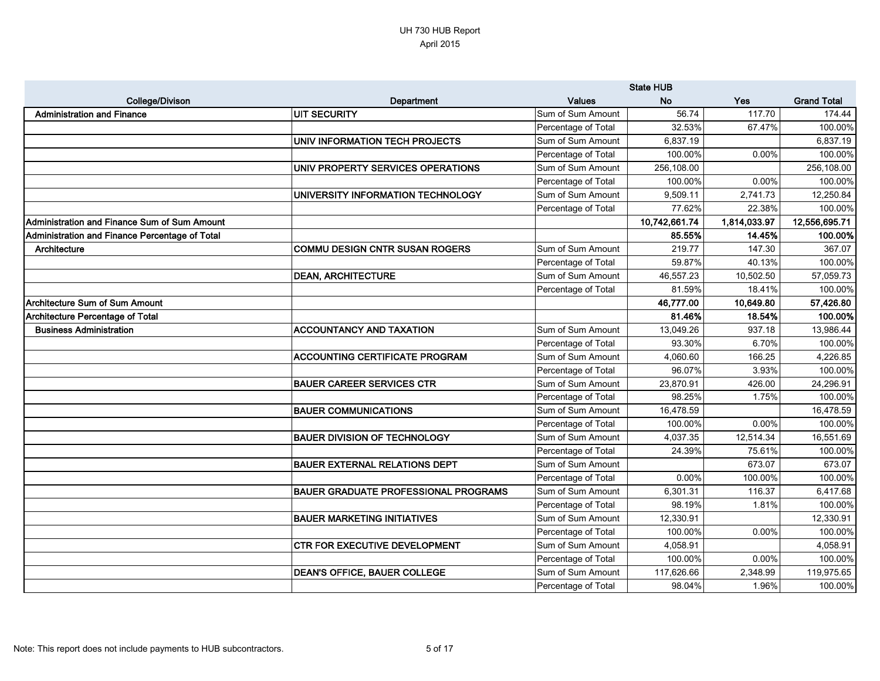# UH 730 HUB Report

April 2015

| College/Divison | Department | Values | State HUB No | Yes | Grand Total |
|---|---|---|---|---|---|
| **Administration and Finance** | **UIT SECURITY** | Sum of Sum Amount | 56.74 | 117.70 | 174.44 |
| | | Percentage of Total | 32.53% | 67.47% | 100.00% |
| | **UNIV INFORMATION TECH PROJECTS** | Sum of Sum Amount | 6,837.19 | | 6,837.19 |
| | | Percentage of Total | 100.00% | 0.00% | 100.00% |
| | **UNIV PROPERTY SERVICES OPERATIONS** | Sum of Sum Amount | 256,108.00 | | 256,108.00 |
| | | Percentage of Total | 100.00% | 0.00% | 100.00% |
| | **UNIVERSITY INFORMATION TECHNOLOGY** | Sum of Sum Amount | 9,509.11 | 2,741.73 | 12,250.84 |
| | | Percentage of Total | 77.62% | 22.38% | 100.00% |
| **Administration and Finance Sum of Sum Amount** | | | **10,742,661.74** | **1,814,033.97** | **12,556,695.71** |
| **Administration and Finance Percentage of Total** | | | **85.55%** | **14.45%** | **100.00%** |
| **Architecture** | **COMMU DESIGN CNTR SUSAN ROGERS** | Sum of Sum Amount | 219.77 | 147.30 | 367.07 |
| | | Percentage of Total | 59.87% | 40.13% | 100.00% |
| | **DEAN, ARCHITECTURE** | Sum of Sum Amount | 46,557.23 | 10,502.50 | 57,059.73 |
| | | Percentage of Total | 81.59% | 18.41% | 100.00% |
| **Architecture Sum of Sum Amount** | | | **46,777.00** | **10,649.80** | **57,426.80** |
| **Architecture Percentage of Total** | | | **81.46%** | **18.54%** | **100.00%** |
| **Business Administration** | **ACCOUNTANCY AND TAXATION** | Sum of Sum Amount | 13,049.26 | 937.18 | 13,986.44 |
| | | Percentage of Total | 93.30% | 6.70% | 100.00% |
| | **ACCOUNTING CERTIFICATE PROGRAM** | Sum of Sum Amount | 4,060.60 | 166.25 | 4,226.85 |
| | | Percentage of Total | 96.07% | 3.93% | 100.00% |
| | **BAUER CAREER SERVICES CTR** | Sum of Sum Amount | 23,870.91 | 426.00 | 24,296.91 |
| | | Percentage of Total | 98.25% | 1.75% | 100.00% |
| | **BAUER COMMUNICATIONS** | Sum of Sum Amount | 16,478.59 | | 16,478.59 |
| | | Percentage of Total | 100.00% | 0.00% | 100.00% |
| | **BAUER DIVISION OF TECHNOLOGY** | Sum of Sum Amount | 4,037.35 | 12,514.34 | 16,551.69 |
| | | Percentage of Total | 24.39% | 75.61% | 100.00% |
| | **BAUER EXTERNAL RELATIONS DEPT** | Sum of Sum Amount | | 673.07 | 673.07 |
| | | Percentage of Total | 0.00% | 100.00% | 100.00% |
| | **BAUER GRADUATE PROFESSIONAL PROGRAMS** | Sum of Sum Amount | 6,301.31 | 116.37 | 6,417.68 |
| | | Percentage of Total | 98.19% | 1.81% | 100.00% |
| | **BAUER MARKETING INITIATIVES** | Sum of Sum Amount | 12,330.91 | | 12,330.91 |
| | | Percentage of Total | 100.00% | 0.00% | 100.00% |
| | **CTR FOR EXECUTIVE DEVELOPMENT** | Sum of Sum Amount | 4,058.91 | | 4,058.91 |
| | | Percentage of Total | 100.00% | 0.00% | 100.00% |
| | **DEAN'S OFFICE, BAUER COLLEGE** | Sum of Sum Amount | 117,626.66 | 2,348.99 | 119,975.65 |
| | | Percentage of Total | 98.04% | 1.96% | 100.00% |

Note: This report does not include payments to HUB subcontractors.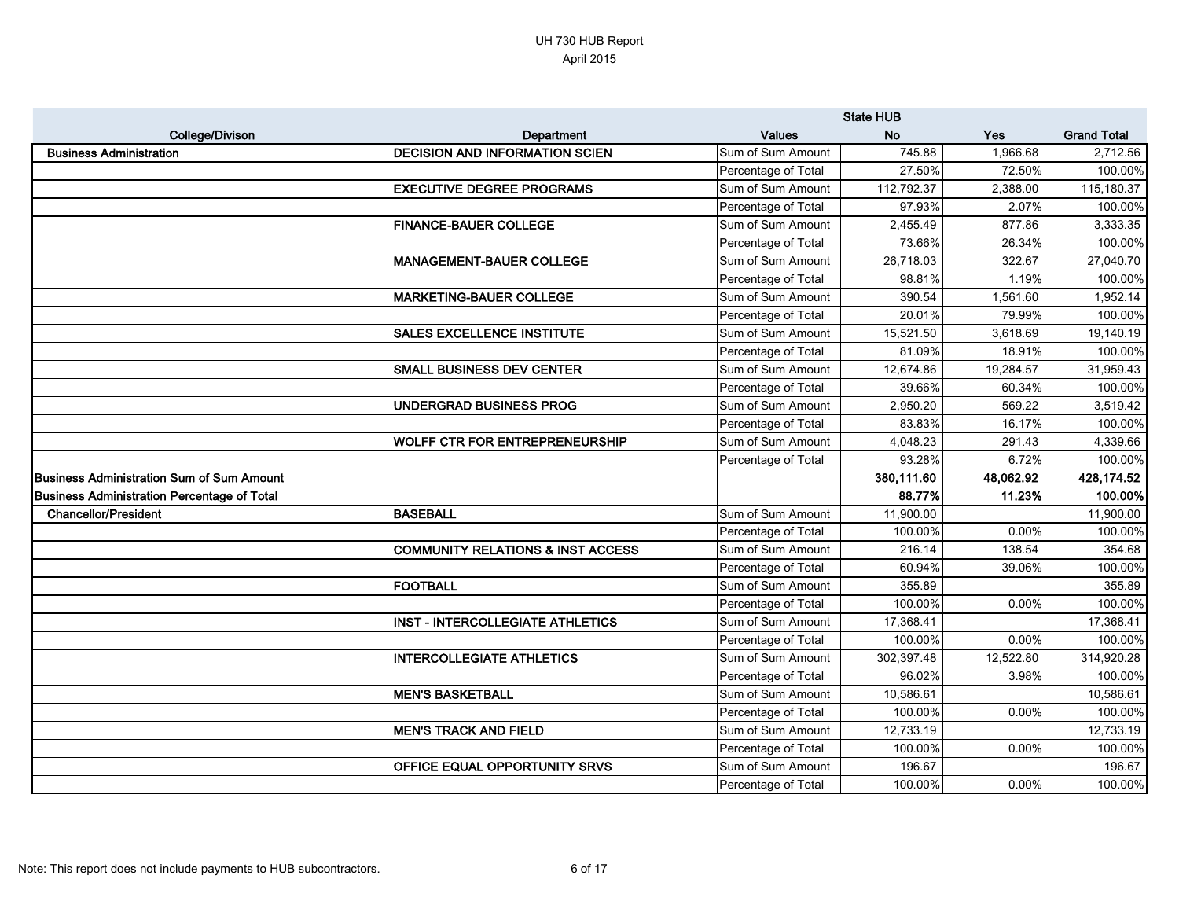UH 730 HUB Report
April 2015

| College/Divison | Department | Values | State HUB No | Yes | Grand Total |
|---|---|---|---|---|---|
| **Business Administration** | **DECISION AND INFORMATION SCIEN** | Sum of Sum Amount | 745.88 | 1,966.68 | 2,712.56 |
| | | Percentage of Total | 27.50% | 72.50% | 100.00% |
| | **EXECUTIVE DEGREE PROGRAMS** | Sum of Sum Amount | 112,792.37 | 2,388.00 | 115,180.37 |
| | | Percentage of Total | 97.93% | 2.07% | 100.00% |
| | **FINANCE-BAUER COLLEGE** | Sum of Sum Amount | 2,455.49 | 877.86 | 3,333.35 |
| | | Percentage of Total | 73.66% | 26.34% | 100.00% |
| | **MANAGEMENT-BAUER COLLEGE** | Sum of Sum Amount | 26,718.03 | 322.67 | 27,040.70 |
| | | Percentage of Total | 98.81% | 1.19% | 100.00% |
| | **MARKETING-BAUER COLLEGE** | Sum of Sum Amount | 390.54 | 1,561.60 | 1,952.14 |
| | | Percentage of Total | 20.01% | 79.99% | 100.00% |
| | **SALES EXCELLENCE INSTITUTE** | Sum of Sum Amount | 15,521.50 | 3,618.69 | 19,140.19 |
| | | Percentage of Total | 81.09% | 18.91% | 100.00% |
| | **SMALL BUSINESS DEV CENTER** | Sum of Sum Amount | 12,674.86 | 19,284.57 | 31,959.43 |
| | | Percentage of Total | 39.66% | 60.34% | 100.00% |
| | **UNDERGRAD BUSINESS PROG** | Sum of Sum Amount | 2,950.20 | 569.22 | 3,519.42 |
| | | Percentage of Total | 83.83% | 16.17% | 100.00% |
| | **WOLFF CTR FOR ENTREPRENEURSHIP** | Sum of Sum Amount | 4,048.23 | 291.43 | 4,339.66 |
| | | Percentage of Total | 93.28% | 6.72% | 100.00% |
| **Business Administration Sum of Sum Amount** | | | **380,111.60** | **48,062.92** | **428,174.52** |
| **Business Administration Percentage of Total** | | | **88.77%** | **11.23%** | **100.00%** |
| **Chancellor/President** | **BASEBALL** | Sum of Sum Amount | 11,900.00 | | 11,900.00 |
| | | Percentage of Total | 100.00% | 0.00% | 100.00% |
| | **COMMUNITY RELATIONS & INST ACCESS** | Sum of Sum Amount | 216.14 | 138.54 | 354.68 |
| | | Percentage of Total | 60.94% | 39.06% | 100.00% |
| | **FOOTBALL** | Sum of Sum Amount | 355.89 | | 355.89 |
| | | Percentage of Total | 100.00% | 0.00% | 100.00% |
| | **INST - INTERCOLLEGIATE ATHLETICS** | Sum of Sum Amount | 17,368.41 | | 17,368.41 |
| | | Percentage of Total | 100.00% | 0.00% | 100.00% |
| | **INTERCOLLEGIATE ATHLETICS** | Sum of Sum Amount | 302,397.48 | 12,522.80 | 314,920.28 |
| | | Percentage of Total | 96.02% | 3.98% | 100.00% |
| | **MEN'S BASKETBALL** | Sum of Sum Amount | 10,586.61 | | 10,586.61 |
| | | Percentage of Total | 100.00% | 0.00% | 100.00% |
| | **MEN'S TRACK AND FIELD** | Sum of Sum Amount | 12,733.19 | | 12,733.19 |
| | | Percentage of Total | 100.00% | 0.00% | 100.00% |
| | **OFFICE EQUAL OPPORTUNITY SRVS** | Sum of Sum Amount | 196.67 | | 196.67 |
| | | Percentage of Total | 100.00% | 0.00% | 100.00% |

Note: This report does not include payments to HUB subcontractors.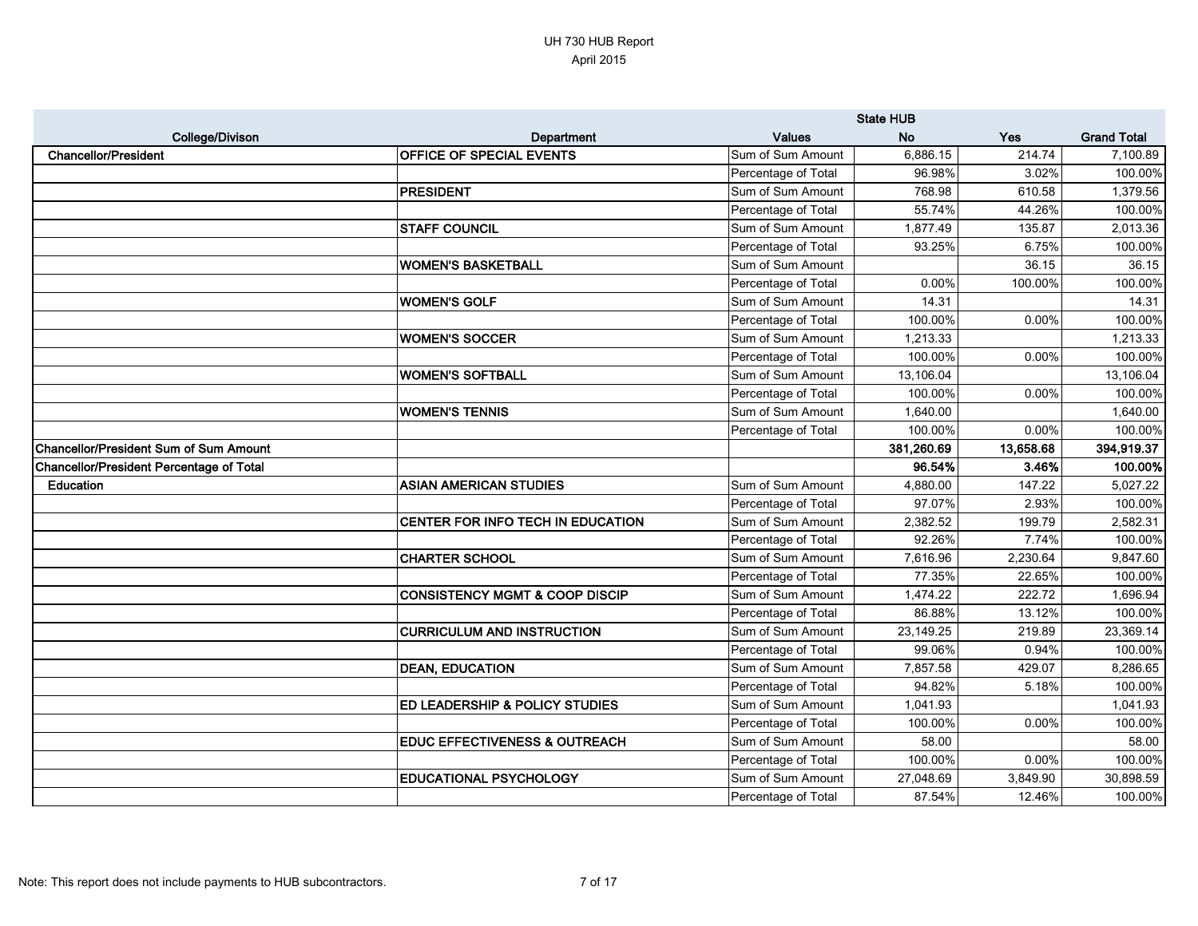UH 730 HUB Report
April 2015

| College/Divison | Department | Values | State HUB No | Yes | Grand Total |
|---|---|---|---|---|---|
| Chancellor/President | OFFICE OF SPECIAL EVENTS | Sum of Sum Amount | 6,886.15 | 214.74 | 7,100.89 |
| | | Percentage of Total | 96.98% | 3.02% | 100.00% |
| | PRESIDENT | Sum of Sum Amount | 768.98 | 610.58 | 1,379.56 |
| | | Percentage of Total | 55.74% | 44.26% | 100.00% |
| | STAFF COUNCIL | Sum of Sum Amount | 1,877.49 | 135.87 | 2,013.36 |
| | | Percentage of Total | 93.25% | 6.75% | 100.00% |
| | WOMEN'S BASKETBALL | Sum of Sum Amount | | 36.15 | 36.15 |
| | | Percentage of Total | 0.00% | 100.00% | 100.00% |
| | WOMEN'S GOLF | Sum of Sum Amount | 14.31 | | 14.31 |
| | | Percentage of Total | 100.00% | 0.00% | 100.00% |
| | WOMEN'S SOCCER | Sum of Sum Amount | 1,213.33 | | 1,213.33 |
| | | Percentage of Total | 100.00% | 0.00% | 100.00% |
| | WOMEN'S SOFTBALL | Sum of Sum Amount | 13,106.04 | | 13,106.04 |
| | | Percentage of Total | 100.00% | 0.00% | 100.00% |
| | WOMEN'S TENNIS | Sum of Sum Amount | 1,640.00 | | 1,640.00 |
| | | Percentage of Total | 100.00% | 0.00% | 100.00% |
| **Chancellor/President Sum of Sum Amount** | | | **381,260.69** | **13,658.68** | **394,919.37** |
| **Chancellor/President Percentage of Total** | | | **96.54%** | **3.46%** | **100.00%** |
| Education | ASIAN AMERICAN STUDIES | Sum of Sum Amount | 4,880.00 | 147.22 | 5,027.22 |
| | | Percentage of Total | 97.07% | 2.93% | 100.00% |
| | CENTER FOR INFO TECH IN EDUCATION | Sum of Sum Amount | 2,382.52 | 199.79 | 2,582.31 |
| | | Percentage of Total | 92.26% | 7.74% | 100.00% |
| | CHARTER SCHOOL | Sum of Sum Amount | 7,616.96 | 2,230.64 | 9,847.60 |
| | | Percentage of Total | 77.35% | 22.65% | 100.00% |
| | CONSISTENCY MGMT & COOP DISCIP | Sum of Sum Amount | 1,474.22 | 222.72 | 1,696.94 |
| | | Percentage of Total | 86.88% | 13.12% | 100.00% |
| | CURRICULUM AND INSTRUCTION | Sum of Sum Amount | 23,149.25 | 219.89 | 23,369.14 |
| | | Percentage of Total | 99.06% | 0.94% | 100.00% |
| | DEAN, EDUCATION | Sum of Sum Amount | 7,857.58 | 429.07 | 8,286.65 |
| | | Percentage of Total | 94.82% | 5.18% | 100.00% |
| | ED LEADERSHIP & POLICY STUDIES | Sum of Sum Amount | 1,041.93 | | 1,041.93 |
| | | Percentage of Total | 100.00% | 0.00% | 100.00% |
| | EDUC EFFECTIVENESS & OUTREACH | Sum of Sum Amount | 58.00 | | 58.00 |
| | | Percentage of Total | 100.00% | 0.00% | 100.00% |
| | EDUCATIONAL PSYCHOLOGY | Sum of Sum Amount | 27,048.69 | 3,849.90 | 30,898.59 |
| | | Percentage of Total | 87.54% | 12.46% | 100.00% |

Note: This report does not include payments to HUB subcontractors.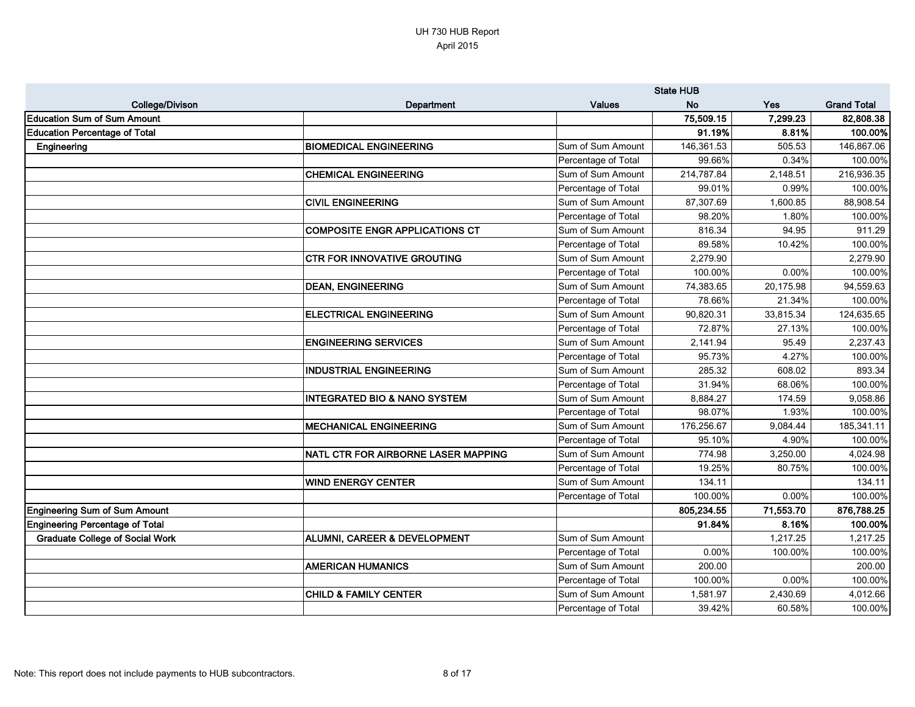UH 730 HUB Report

April 2015

| College/Divison | Department | Values | State HUB<br>No | Yes | Grand Total |
|---|---|---|---|---|---|
| **Education Sum of Sum Amount** | | | **75,509.15** | **7,299.23** | **82,808.38** |
| **Education Percentage of Total** | | | **91.19%** | **8.81%** | **100.00%** |
| **Engineering** | **BIOMEDICAL ENGINEERING** | Sum of Sum Amount | 146,361.53 | 505.53 | 146,867.06 |
| | | Percentage of Total | 99.66% | 0.34% | 100.00% |
| | **CHEMICAL ENGINEERING** | Sum of Sum Amount | 214,787.84 | 2,148.51 | 216,936.35 |
| | | Percentage of Total | 99.01% | 0.99% | 100.00% |
| | **CIVIL ENGINEERING** | Sum of Sum Amount | 87,307.69 | 1,600.85 | 88,908.54 |
| | | Percentage of Total | 98.20% | 1.80% | 100.00% |
| | **COMPOSITE ENGR APPLICATIONS CT** | Sum of Sum Amount | 816.34 | 94.95 | 911.29 |
| | | Percentage of Total | 89.58% | 10.42% | 100.00% |
| | **CTR FOR INNOVATIVE GROUTING** | Sum of Sum Amount | 2,279.90 | | 2,279.90 |
| | | Percentage of Total | 100.00% | 0.00% | 100.00% |
| | **DEAN, ENGINEERING** | Sum of Sum Amount | 74,383.65 | 20,175.98 | 94,559.63 |
| | | Percentage of Total | 78.66% | 21.34% | 100.00% |
| | **ELECTRICAL ENGINEERING** | Sum of Sum Amount | 90,820.31 | 33,815.34 | 124,635.65 |
| | | Percentage of Total | 72.87% | 27.13% | 100.00% |
| | **ENGINEERING SERVICES** | Sum of Sum Amount | 2,141.94 | 95.49 | 2,237.43 |
| | | Percentage of Total | 95.73% | 4.27% | 100.00% |
| | **INDUSTRIAL ENGINEERING** | Sum of Sum Amount | 285.32 | 608.02 | 893.34 |
| | | Percentage of Total | 31.94% | 68.06% | 100.00% |
| | **INTEGRATED BIO & NANO SYSTEM** | Sum of Sum Amount | 8,884.27 | 174.59 | 9,058.86 |
| | | Percentage of Total | 98.07% | 1.93% | 100.00% |
| | **MECHANICAL ENGINEERING** | Sum of Sum Amount | 176,256.67 | 9,084.44 | 185,341.11 |
| | | Percentage of Total | 95.10% | 4.90% | 100.00% |
| | **NATL CTR FOR AIRBORNE LASER MAPPING** | Sum of Sum Amount | 774.98 | 3,250.00 | 4,024.98 |
| | | Percentage of Total | 19.25% | 80.75% | 100.00% |
| | **WIND ENERGY CENTER** | Sum of Sum Amount | 134.11 | | 134.11 |
| | | Percentage of Total | 100.00% | 0.00% | 100.00% |
| **Engineering Sum of Sum Amount** | | | **805,234.55** | **71,553.70** | **876,788.25** |
| **Engineering Percentage of Total** | | | **91.84%** | **8.16%** | **100.00%** |
| **Graduate College of Social Work** | **ALUMNI, CAREER & DEVELOPMENT** | Sum of Sum Amount | | 1,217.25 | 1,217.25 |
| | | Percentage of Total | 0.00% | 100.00% | 100.00% |
| | **AMERICAN HUMANICS** | Sum of Sum Amount | 200.00 | | 200.00 |
| | | Percentage of Total | 100.00% | 0.00% | 100.00% |
| | **CHILD & FAMILY CENTER** | Sum of Sum Amount | 1,581.97 | 2,430.69 | 4,012.66 |
| | | Percentage of Total | 39.42% | 60.58% | 100.00% |

Note: This report does not include payments to HUB subcontractors.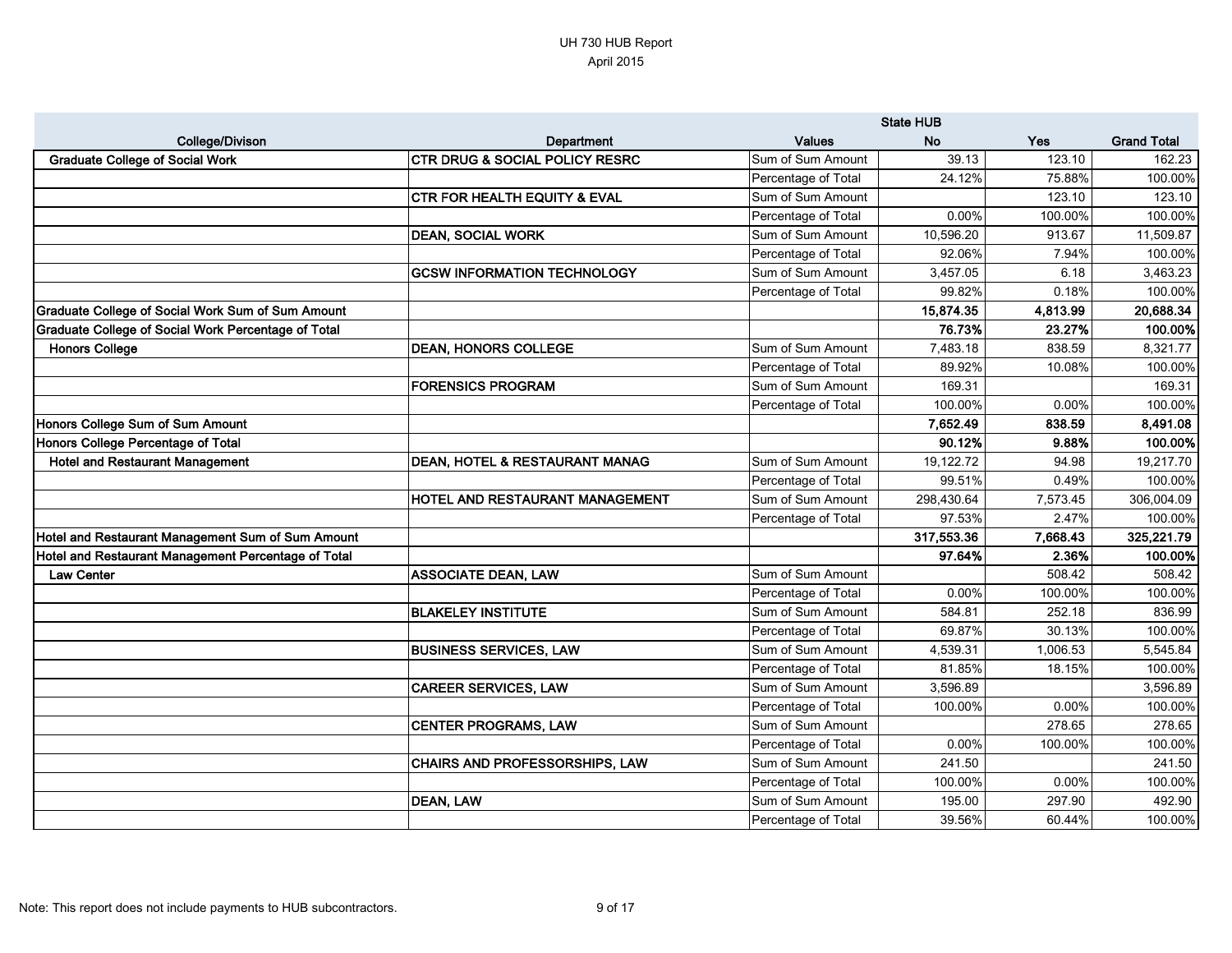# UH 730 HUB Report
April 2015

| College/Divison | Department | Values | State HUB No | Yes | Grand Total |
|---|---|---|---|---|---|
| **Graduate College of Social Work** | **CTR DRUG & SOCIAL POLICY RESRC** | Sum of Sum Amount | 39.13 | 123.10 | 162.23 |
| | | Percentage of Total | 24.12% | 75.88% | 100.00% |
| | **CTR FOR HEALTH EQUITY & EVAL** | Sum of Sum Amount | | 123.10 | 123.10 |
| | | Percentage of Total | 0.00% | 100.00% | 100.00% |
| | **DEAN, SOCIAL WORK** | Sum of Sum Amount | 10,596.20 | 913.67 | 11,509.87 |
| | | Percentage of Total | 92.06% | 7.94% | 100.00% |
| | **GCSW INFORMATION TECHNOLOGY** | Sum of Sum Amount | 3,457.05 | 6.18 | 3,463.23 |
| | | Percentage of Total | 99.82% | 0.18% | 100.00% |
| **Graduate College of Social Work Sum of Sum Amount** | | | **15,874.35** | **4,813.99** | **20,688.34** |
| **Graduate College of Social Work Percentage of Total** | | | **76.73%** | **23.27%** | **100.00%** |
| **Honors College** | **DEAN, HONORS COLLEGE** | Sum of Sum Amount | 7,483.18 | 838.59 | 8,321.77 |
| | | Percentage of Total | 89.92% | 10.08% | 100.00% |
| | **FORENSICS PROGRAM** | Sum of Sum Amount | 169.31 | | 169.31 |
| | | Percentage of Total | 100.00% | 0.00% | 100.00% |
| **Honors College Sum of Sum Amount** | | | **7,652.49** | **838.59** | **8,491.08** |
| **Honors College Percentage of Total** | | | **90.12%** | **9.88%** | **100.00%** |
| **Hotel and Restaurant Management** | **DEAN, HOTEL & RESTAURANT MANAG** | Sum of Sum Amount | 19,122.72 | 94.98 | 19,217.70 |
| | | Percentage of Total | 99.51% | 0.49% | 100.00% |
| | **HOTEL AND RESTAURANT MANAGEMENT** | Sum of Sum Amount | 298,430.64 | 7,573.45 | 306,004.09 |
| | | Percentage of Total | 97.53% | 2.47% | 100.00% |
| **Hotel and Restaurant Management Sum of Sum Amount** | | | **317,553.36** | **7,668.43** | **325,221.79** |
| **Hotel and Restaurant Management Percentage of Total** | | | **97.64%** | **2.36%** | **100.00%** |
| **Law Center** | **ASSOCIATE DEAN, LAW** | Sum of Sum Amount | | 508.42 | 508.42 |
| | | Percentage of Total | 0.00% | 100.00% | 100.00% |
| | **BLAKELEY INSTITUTE** | Sum of Sum Amount | 584.81 | 252.18 | 836.99 |
| | | Percentage of Total | 69.87% | 30.13% | 100.00% |
| | **BUSINESS SERVICES, LAW** | Sum of Sum Amount | 4,539.31 | 1,006.53 | 5,545.84 |
| | | Percentage of Total | 81.85% | 18.15% | 100.00% |
| | **CAREER SERVICES, LAW** | Sum of Sum Amount | 3,596.89 | | 3,596.89 |
| | | Percentage of Total | 100.00% | 0.00% | 100.00% |
| | **CENTER PROGRAMS, LAW** | Sum of Sum Amount | | 278.65 | 278.65 |
| | | Percentage of Total | 0.00% | 100.00% | 100.00% |
| | **CHAIRS AND PROFESSORSHIPS, LAW** | Sum of Sum Amount | 241.50 | | 241.50 |
| | | Percentage of Total | 100.00% | 0.00% | 100.00% |
| | **DEAN, LAW** | Sum of Sum Amount | 195.00 | 297.90 | 492.90 |
| | | Percentage of Total | 39.56% | 60.44% | 100.00% |

Note: This report does not include payments to HUB subcontractors.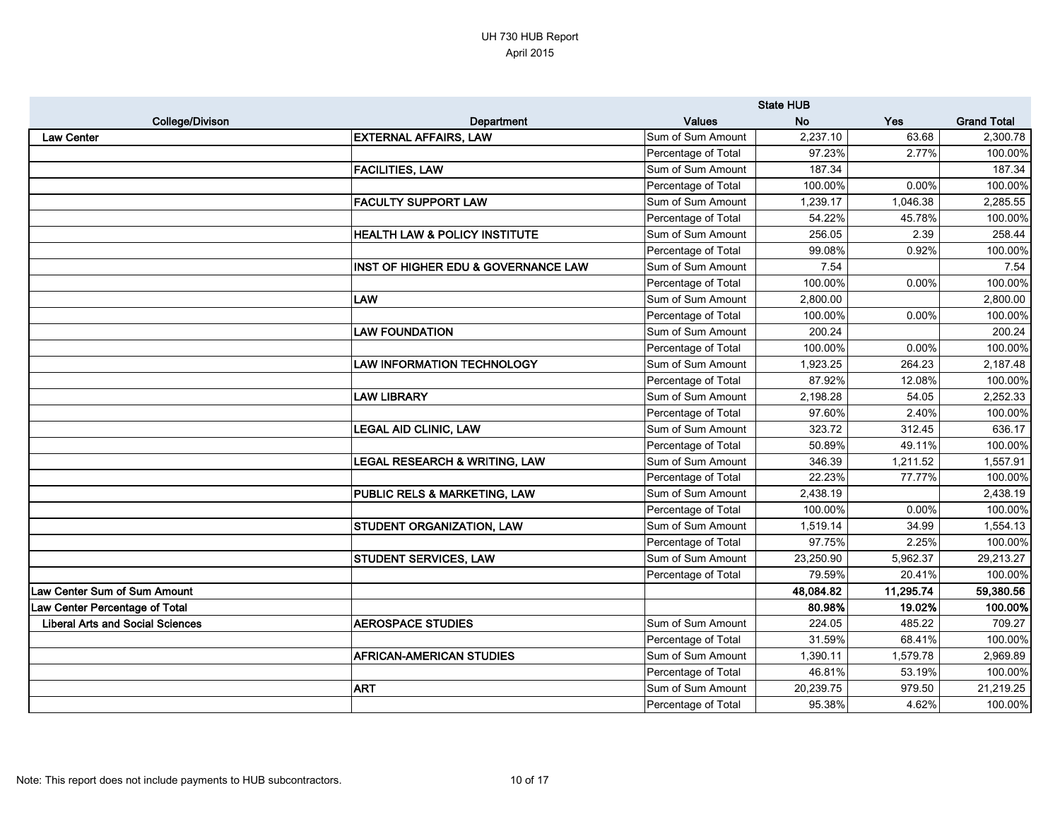UH 730 HUB Report
April 2015

| College/Divison | Department | Values | State HUB No | Yes | Grand Total |
|---|---|---|---|---|---|
| Law Center | EXTERNAL AFFAIRS, LAW | Sum of Sum Amount | 2,237.10 | 63.68 | 2,300.78 |
| | | Percentage of Total | 97.23% | 2.77% | 100.00% |
| | FACILITIES, LAW | Sum of Sum Amount | 187.34 | | 187.34 |
| | | Percentage of Total | 100.00% | 0.00% | 100.00% |
| | FACULTY SUPPORT LAW | Sum of Sum Amount | 1,239.17 | 1,046.38 | 2,285.55 |
| | | Percentage of Total | 54.22% | 45.78% | 100.00% |
| | HEALTH LAW & POLICY INSTITUTE | Sum of Sum Amount | 256.05 | 2.39 | 258.44 |
| | | Percentage of Total | 99.08% | 0.92% | 100.00% |
| | INST OF HIGHER EDU & GOVERNANCE LAW | Sum of Sum Amount | 7.54 | | 7.54 |
| | | Percentage of Total | 100.00% | 0.00% | 100.00% |
| | LAW | Sum of Sum Amount | 2,800.00 | | 2,800.00 |
| | | Percentage of Total | 100.00% | 0.00% | 100.00% |
| | LAW FOUNDATION | Sum of Sum Amount | 200.24 | | 200.24 |
| | | Percentage of Total | 100.00% | 0.00% | 100.00% |
| | LAW INFORMATION TECHNOLOGY | Sum of Sum Amount | 1,923.25 | 264.23 | 2,187.48 |
| | | Percentage of Total | 87.92% | 12.08% | 100.00% |
| | LAW LIBRARY | Sum of Sum Amount | 2,198.28 | 54.05 | 2,252.33 |
| | | Percentage of Total | 97.60% | 2.40% | 100.00% |
| | LEGAL AID CLINIC, LAW | Sum of Sum Amount | 323.72 | 312.45 | 636.17 |
| | | Percentage of Total | 50.89% | 49.11% | 100.00% |
| | LEGAL RESEARCH & WRITING, LAW | Sum of Sum Amount | 346.39 | 1,211.52 | 1,557.91 |
| | | Percentage of Total | 22.23% | 77.77% | 100.00% |
| | PUBLIC RELS & MARKETING, LAW | Sum of Sum Amount | 2,438.19 | | 2,438.19 |
| | | Percentage of Total | 100.00% | 0.00% | 100.00% |
| | STUDENT ORGANIZATION, LAW | Sum of Sum Amount | 1,519.14 | 34.99 | 1,554.13 |
| | | Percentage of Total | 97.75% | 2.25% | 100.00% |
| | STUDENT SERVICES, LAW | Sum of Sum Amount | 23,250.90 | 5,962.37 | 29,213.27 |
| | | Percentage of Total | 79.59% | 20.41% | 100.00% |
| **Law Center Sum of Sum Amount** | | | **48,084.82** | **11,295.74** | **59,380.56** |
| **Law Center Percentage of Total** | | | **80.98%** | **19.02%** | **100.00%** |
| Liberal Arts and Social Sciences | AEROSPACE STUDIES | Sum of Sum Amount | 224.05 | 485.22 | 709.27 |
| | | Percentage of Total | 31.59% | 68.41% | 100.00% |
| | AFRICAN-AMERICAN STUDIES | Sum of Sum Amount | 1,390.11 | 1,579.78 | 2,969.89 |
| | | Percentage of Total | 46.81% | 53.19% | 100.00% |
| | ART | Sum of Sum Amount | 20,239.75 | 979.50 | 21,219.25 |
| | | Percentage of Total | 95.38% | 4.62% | 100.00% |

Note: This report does not include payments to HUB subcontractors.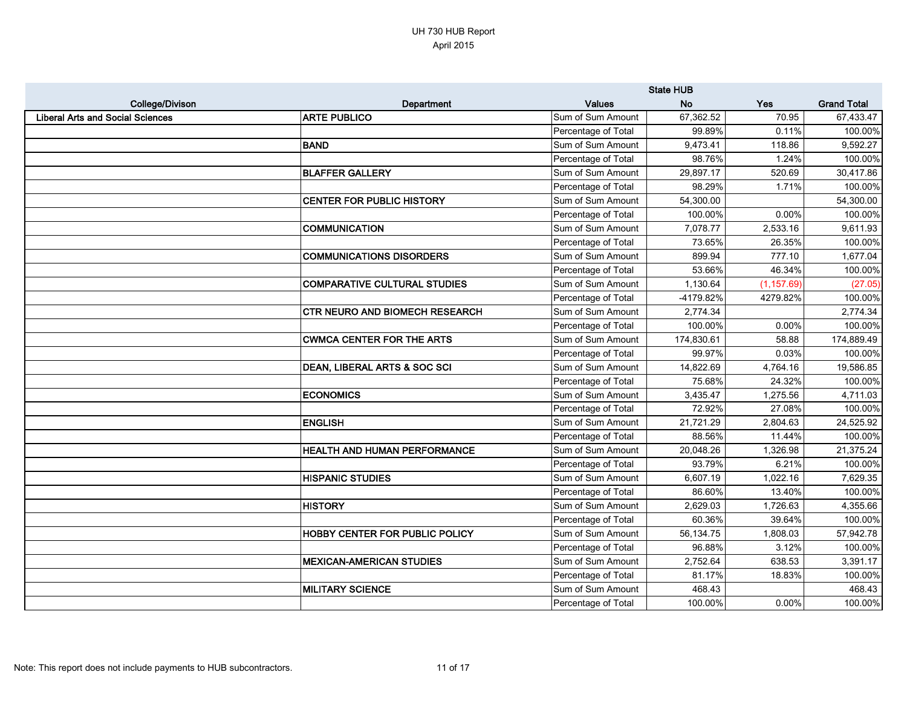UH 730 HUB Report
April 2015

| College/Divison | Department | Values | State HUB No | Yes | Grand Total |
|---|---|---|---|---|---|
| Liberal Arts and Social Sciences | ARTE PUBLICO | Sum of Sum Amount | 67,362.52 | 70.95 | 67,433.47 |
| | | Percentage of Total | 99.89% | 0.11% | 100.00% |
| | BAND | Sum of Sum Amount | 9,473.41 | 118.86 | 9,592.27 |
| | | Percentage of Total | 98.76% | 1.24% | 100.00% |
| | BLAFFER GALLERY | Sum of Sum Amount | 29,897.17 | 520.69 | 30,417.86 |
| | | Percentage of Total | 98.29% | 1.71% | 100.00% |
| | CENTER FOR PUBLIC HISTORY | Sum of Sum Amount | 54,300.00 | | 54,300.00 |
| | | Percentage of Total | 100.00% | 0.00% | 100.00% |
| | COMMUNICATION | Sum of Sum Amount | 7,078.77 | 2,533.16 | 9,611.93 |
| | | Percentage of Total | 73.65% | 26.35% | 100.00% |
| | COMMUNICATIONS DISORDERS | Sum of Sum Amount | 899.94 | 777.10 | 1,677.04 |
| | | Percentage of Total | 53.66% | 46.34% | 100.00% |
| | COMPARATIVE CULTURAL STUDIES | Sum of Sum Amount | 1,130.64 | (1,157.69) | (27.05) |
| | | Percentage of Total | -4179.82% | 4279.82% | 100.00% |
| | CTR NEURO AND BIOMECH RESEARCH | Sum of Sum Amount | 2,774.34 | | 2,774.34 |
| | | Percentage of Total | 100.00% | 0.00% | 100.00% |
| | CWMCA CENTER FOR THE ARTS | Sum of Sum Amount | 174,830.61 | 58.88 | 174,889.49 |
| | | Percentage of Total | 99.97% | 0.03% | 100.00% |
| | DEAN, LIBERAL ARTS & SOC SCI | Sum of Sum Amount | 14,822.69 | 4,764.16 | 19,586.85 |
| | | Percentage of Total | 75.68% | 24.32% | 100.00% |
| | ECONOMICS | Sum of Sum Amount | 3,435.47 | 1,275.56 | 4,711.03 |
| | | Percentage of Total | 72.92% | 27.08% | 100.00% |
| | ENGLISH | Sum of Sum Amount | 21,721.29 | 2,804.63 | 24,525.92 |
| | | Percentage of Total | 88.56% | 11.44% | 100.00% |
| | HEALTH AND HUMAN PERFORMANCE | Sum of Sum Amount | 20,048.26 | 1,326.98 | 21,375.24 |
| | | Percentage of Total | 93.79% | 6.21% | 100.00% |
| | HISPANIC STUDIES | Sum of Sum Amount | 6,607.19 | 1,022.16 | 7,629.35 |
| | | Percentage of Total | 86.60% | 13.40% | 100.00% |
| | HISTORY | Sum of Sum Amount | 2,629.03 | 1,726.63 | 4,355.66 |
| | | Percentage of Total | 60.36% | 39.64% | 100.00% |
| | HOBBY CENTER FOR PUBLIC POLICY | Sum of Sum Amount | 56,134.75 | 1,808.03 | 57,942.78 |
| | | Percentage of Total | 96.88% | 3.12% | 100.00% |
| | MEXICAN-AMERICAN STUDIES | Sum of Sum Amount | 2,752.64 | 638.53 | 3,391.17 |
| | | Percentage of Total | 81.17% | 18.83% | 100.00% |
| | MILITARY SCIENCE | Sum of Sum Amount | 468.43 | | 468.43 |
| | | Percentage of Total | 100.00% | 0.00% | 100.00% |

Note: This report does not include payments to HUB subcontractors.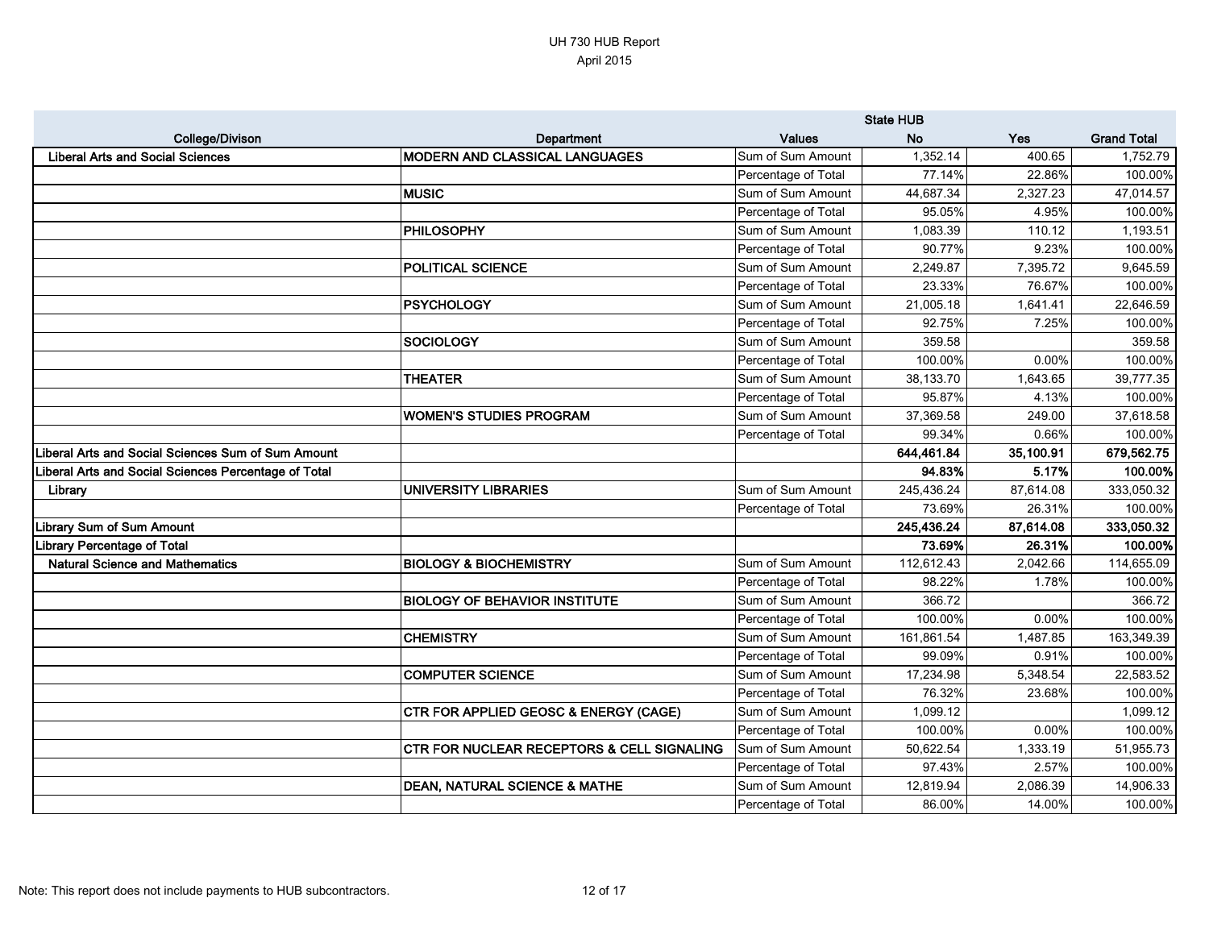UH 730 HUB Report
April 2015

| College/Divison | Department | Values | State HUB No | Yes | Grand Total |
|---|---|---|---|---|---|
| Liberal Arts and Social Sciences | MODERN AND CLASSICAL LANGUAGES | Sum of Sum Amount | 1,352.14 | 400.65 | 1,752.79 |
| | | Percentage of Total | 77.14% | 22.86% | 100.00% |
| | MUSIC | Sum of Sum Amount | 44,687.34 | 2,327.23 | 47,014.57 |
| | | Percentage of Total | 95.05% | 4.95% | 100.00% |
| | PHILOSOPHY | Sum of Sum Amount | 1,083.39 | 110.12 | 1,193.51 |
| | | Percentage of Total | 90.77% | 9.23% | 100.00% |
| | POLITICAL SCIENCE | Sum of Sum Amount | 2,249.87 | 7,395.72 | 9,645.59 |
| | | Percentage of Total | 23.33% | 76.67% | 100.00% |
| | PSYCHOLOGY | Sum of Sum Amount | 21,005.18 | 1,641.41 | 22,646.59 |
| | | Percentage of Total | 92.75% | 7.25% | 100.00% |
| | SOCIOLOGY | Sum of Sum Amount | 359.58 | | 359.58 |
| | | Percentage of Total | 100.00% | 0.00% | 100.00% |
| | THEATER | Sum of Sum Amount | 38,133.70 | 1,643.65 | 39,777.35 |
| | | Percentage of Total | 95.87% | 4.13% | 100.00% |
| | WOMEN'S STUDIES PROGRAM | Sum of Sum Amount | 37,369.58 | 249.00 | 37,618.58 |
| | | Percentage of Total | 99.34% | 0.66% | 100.00% |
| **Liberal Arts and Social Sciences Sum of Sum Amount** | | | **644,461.84** | **35,100.91** | **679,562.75** |
| **Liberal Arts and Social Sciences Percentage of Total** | | | **94.83%** | **5.17%** | **100.00%** |
| Library | UNIVERSITY LIBRARIES | Sum of Sum Amount | 245,436.24 | 87,614.08 | 333,050.32 |
| | | Percentage of Total | 73.69% | 26.31% | 100.00% |
| **Library Sum of Sum Amount** | | | **245,436.24** | **87,614.08** | **333,050.32** |
| **Library Percentage of Total** | | | **73.69%** | **26.31%** | **100.00%** |
| Natural Science and Mathematics | BIOLOGY & BIOCHEMISTRY | Sum of Sum Amount | 112,612.43 | 2,042.66 | 114,655.09 |
| | | Percentage of Total | 98.22% | 1.78% | 100.00% |
| | BIOLOGY OF BEHAVIOR INSTITUTE | Sum of Sum Amount | 366.72 | | 366.72 |
| | | Percentage of Total | 100.00% | 0.00% | 100.00% |
| | CHEMISTRY | Sum of Sum Amount | 161,861.54 | 1,487.85 | 163,349.39 |
| | | Percentage of Total | 99.09% | 0.91% | 100.00% |
| | COMPUTER SCIENCE | Sum of Sum Amount | 17,234.98 | 5,348.54 | 22,583.52 |
| | | Percentage of Total | 76.32% | 23.68% | 100.00% |
| | CTR FOR APPLIED GEOSC & ENERGY (CAGE) | Sum of Sum Amount | 1,099.12 | | 1,099.12 |
| | | Percentage of Total | 100.00% | 0.00% | 100.00% |
| | CTR FOR NUCLEAR RECEPTORS & CELL SIGNALING | Sum of Sum Amount | 50,622.54 | 1,333.19 | 51,955.73 |
| | | Percentage of Total | 97.43% | 2.57% | 100.00% |
| | DEAN, NATURAL SCIENCE & MATHE | Sum of Sum Amount | 12,819.94 | 2,086.39 | 14,906.33 |
| | | Percentage of Total | 86.00% | 14.00% | 100.00% |

Note: This report does not include payments to HUB subcontractors.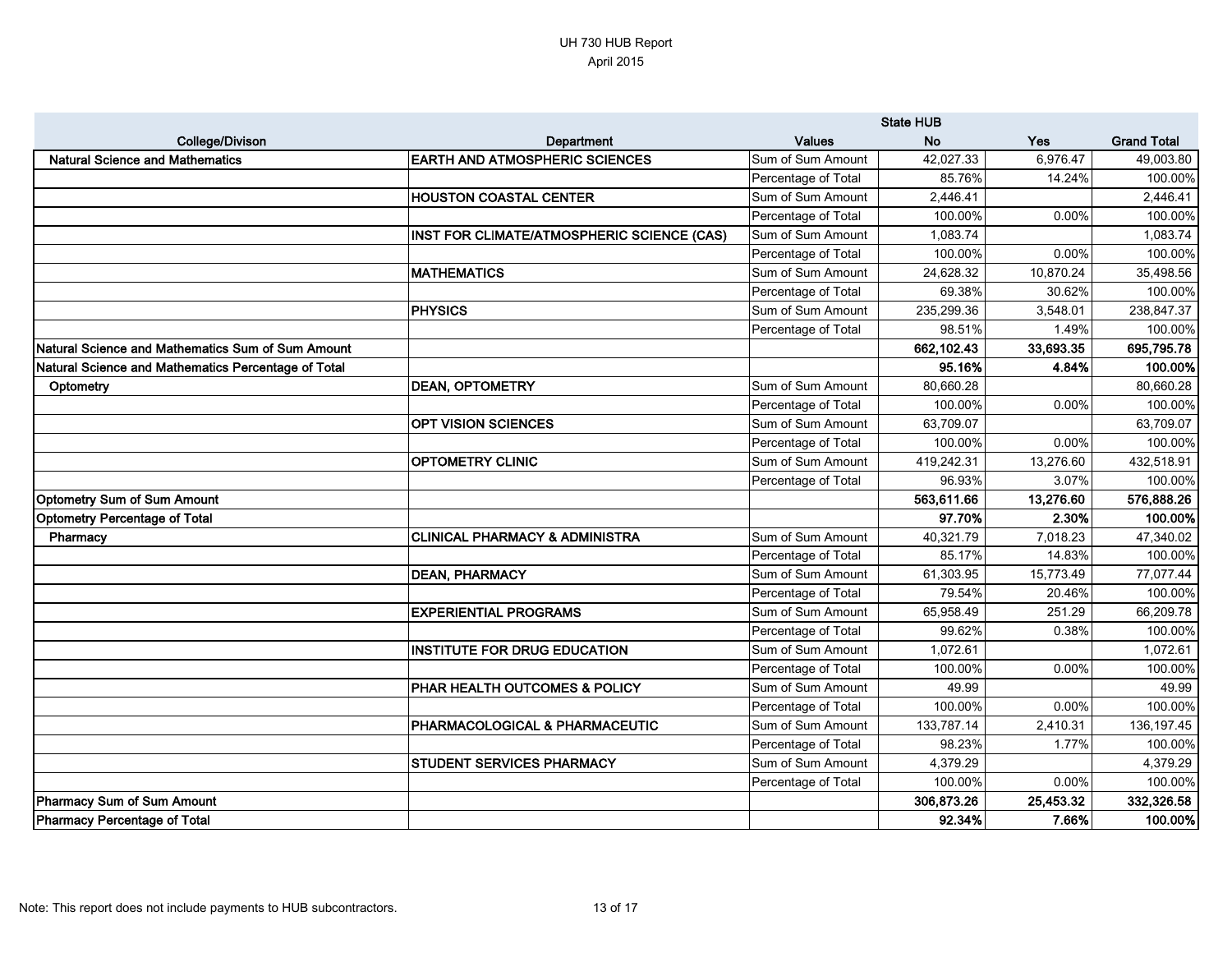UH 730 HUB Report
April 2015

| | | | State HUB | | |
|---|---|---|---|---|---|
| **College/Divison** | **Department** | **Values** | **No** | **Yes** | **Grand Total** |
| **Natural Science and Mathematics** | **EARTH AND ATMOSPHERIC SCIENCES** | Sum of Sum Amount | 42,027.33 | 6,976.47 | 49,003.80 |
| | | Percentage of Total | 85.76% | 14.24% | 100.00% |
| | **HOUSTON COASTAL CENTER** | Sum of Sum Amount | 2,446.41 | | 2,446.41 |
| | | Percentage of Total | 100.00% | 0.00% | 100.00% |
| | **INST FOR CLIMATE/ATMOSPHERIC SCIENCE (CAS)** | Sum of Sum Amount | 1,083.74 | | 1,083.74 |
| | | Percentage of Total | 100.00% | 0.00% | 100.00% |
| | **MATHEMATICS** | Sum of Sum Amount | 24,628.32 | 10,870.24 | 35,498.56 |
| | | Percentage of Total | 69.38% | 30.62% | 100.00% |
| | **PHYSICS** | Sum of Sum Amount | 235,299.36 | 3,548.01 | 238,847.37 |
| | | Percentage of Total | 98.51% | 1.49% | 100.00% |
| **Natural Science and Mathematics Sum of Sum Amount** | | | **662,102.43** | **33,693.35** | **695,795.78** |
| **Natural Science and Mathematics Percentage of Total** | | | **95.16%** | **4.84%** | **100.00%** |
| **Optometry** | **DEAN, OPTOMETRY** | Sum of Sum Amount | 80,660.28 | | 80,660.28 |
| | | Percentage of Total | 100.00% | 0.00% | 100.00% |
| | **OPT VISION SCIENCES** | Sum of Sum Amount | 63,709.07 | | 63,709.07 |
| | | Percentage of Total | 100.00% | 0.00% | 100.00% |
| | **OPTOMETRY CLINIC** | Sum of Sum Amount | 419,242.31 | 13,276.60 | 432,518.91 |
| | | Percentage of Total | 96.93% | 3.07% | 100.00% |
| **Optometry Sum of Sum Amount** | | | **563,611.66** | **13,276.60** | **576,888.26** |
| **Optometry Percentage of Total** | | | **97.70%** | **2.30%** | **100.00%** |
| **Pharmacy** | **CLINICAL PHARMACY & ADMINISTRA** | Sum of Sum Amount | 40,321.79 | 7,018.23 | 47,340.02 |
| | | Percentage of Total | 85.17% | 14.83% | 100.00% |
| | **DEAN, PHARMACY** | Sum of Sum Amount | 61,303.95 | 15,773.49 | 77,077.44 |
| | | Percentage of Total | 79.54% | 20.46% | 100.00% |
| | **EXPERIENTIAL PROGRAMS** | Sum of Sum Amount | 65,958.49 | 251.29 | 66,209.78 |
| | | Percentage of Total | 99.62% | 0.38% | 100.00% |
| | **INSTITUTE FOR DRUG EDUCATION** | Sum of Sum Amount | 1,072.61 | | 1,072.61 |
| | | Percentage of Total | 100.00% | 0.00% | 100.00% |
| | **PHAR HEALTH OUTCOMES & POLICY** | Sum of Sum Amount | 49.99 | | 49.99 |
| | | Percentage of Total | 100.00% | 0.00% | 100.00% |
| | **PHARMACOLOGICAL & PHARMACEUTIC** | Sum of Sum Amount | 133,787.14 | 2,410.31 | 136,197.45 |
| | | Percentage of Total | 98.23% | 1.77% | 100.00% |
| | **STUDENT SERVICES PHARMACY** | Sum of Sum Amount | 4,379.29 | | 4,379.29 |
| | | Percentage of Total | 100.00% | 0.00% | 100.00% |
| **Pharmacy Sum of Sum Amount** | | | **306,873.26** | **25,453.32** | **332,326.58** |
| **Pharmacy Percentage of Total** | | | **92.34%** | **7.66%** | **100.00%** |

Note: This report does not include payments to HUB subcontractors.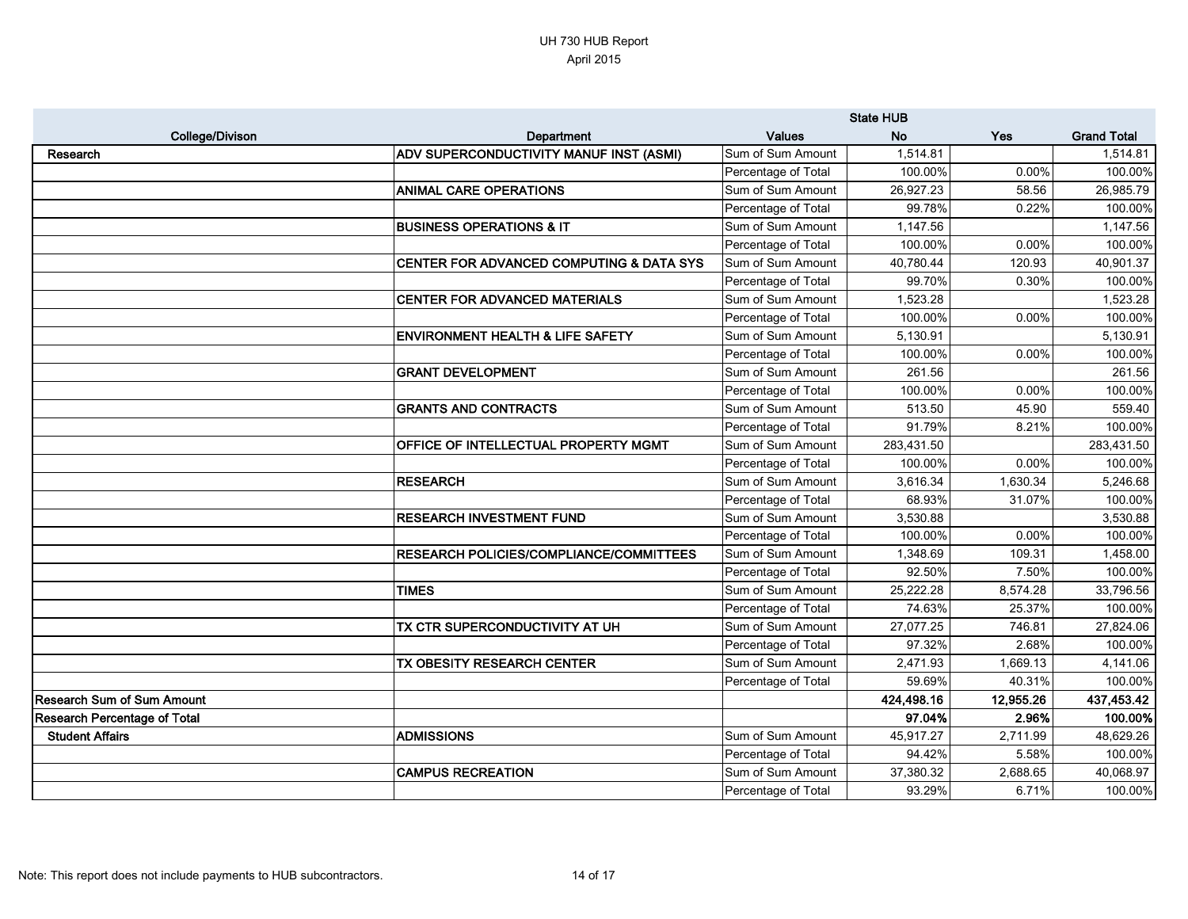UH 730 HUB Report
April 2015

| College/Divison | Department | Values | State HUB No | Yes | Grand Total |
|---|---|---|---|---|---|
| Research | ADV SUPERCONDUCTIVITY MANUF INST (ASMI) | Sum of Sum Amount | 1,514.81 | | 1,514.81 |
| | | Percentage of Total | 100.00% | 0.00% | 100.00% |
| | ANIMAL CARE OPERATIONS | Sum of Sum Amount | 26,927.23 | 58.56 | 26,985.79 |
| | | Percentage of Total | 99.78% | 0.22% | 100.00% |
| | BUSINESS OPERATIONS & IT | Sum of Sum Amount | 1,147.56 | | 1,147.56 |
| | | Percentage of Total | 100.00% | 0.00% | 100.00% |
| | CENTER FOR ADVANCED COMPUTING & DATA SYS | Sum of Sum Amount | 40,780.44 | 120.93 | 40,901.37 |
| | | Percentage of Total | 99.70% | 0.30% | 100.00% |
| | CENTER FOR ADVANCED MATERIALS | Sum of Sum Amount | 1,523.28 | | 1,523.28 |
| | | Percentage of Total | 100.00% | 0.00% | 100.00% |
| | ENVIRONMENT HEALTH & LIFE SAFETY | Sum of Sum Amount | 5,130.91 | | 5,130.91 |
| | | Percentage of Total | 100.00% | 0.00% | 100.00% |
| | GRANT DEVELOPMENT | Sum of Sum Amount | 261.56 | | 261.56 |
| | | Percentage of Total | 100.00% | 0.00% | 100.00% |
| | GRANTS AND CONTRACTS | Sum of Sum Amount | 513.50 | 45.90 | 559.40 |
| | | Percentage of Total | 91.79% | 8.21% | 100.00% |
| | OFFICE OF INTELLECTUAL PROPERTY MGMT | Sum of Sum Amount | 283,431.50 | | 283,431.50 |
| | | Percentage of Total | 100.00% | 0.00% | 100.00% |
| | RESEARCH | Sum of Sum Amount | 3,616.34 | 1,630.34 | 5,246.68 |
| | | Percentage of Total | 68.93% | 31.07% | 100.00% |
| | RESEARCH INVESTMENT FUND | Sum of Sum Amount | 3,530.88 | | 3,530.88 |
| | | Percentage of Total | 100.00% | 0.00% | 100.00% |
| | RESEARCH POLICIES/COMPLIANCE/COMMITTEES | Sum of Sum Amount | 1,348.69 | 109.31 | 1,458.00 |
| | | Percentage of Total | 92.50% | 7.50% | 100.00% |
| | TIMES | Sum of Sum Amount | 25,222.28 | 8,574.28 | 33,796.56 |
| | | Percentage of Total | 74.63% | 25.37% | 100.00% |
| | TX CTR SUPERCONDUCTIVITY AT UH | Sum of Sum Amount | 27,077.25 | 746.81 | 27,824.06 |
| | | Percentage of Total | 97.32% | 2.68% | 100.00% |
| | TX OBESITY RESEARCH CENTER | Sum of Sum Amount | 2,471.93 | 1,669.13 | 4,141.06 |
| | | Percentage of Total | 59.69% | 40.31% | 100.00% |
| **Research Sum of Sum Amount** | | | **424,498.16** | **12,955.26** | **437,453.42** |
| **Research Percentage of Total** | | | **97.04%** | **2.96%** | **100.00%** |
| Student Affairs | ADMISSIONS | Sum of Sum Amount | 45,917.27 | 2,711.99 | 48,629.26 |
| | | Percentage of Total | 94.42% | 5.58% | 100.00% |
| | CAMPUS RECREATION | Sum of Sum Amount | 37,380.32 | 2,688.65 | 40,068.97 |
| | | Percentage of Total | 93.29% | 6.71% | 100.00% |

Note: This report does not include payments to HUB subcontractors.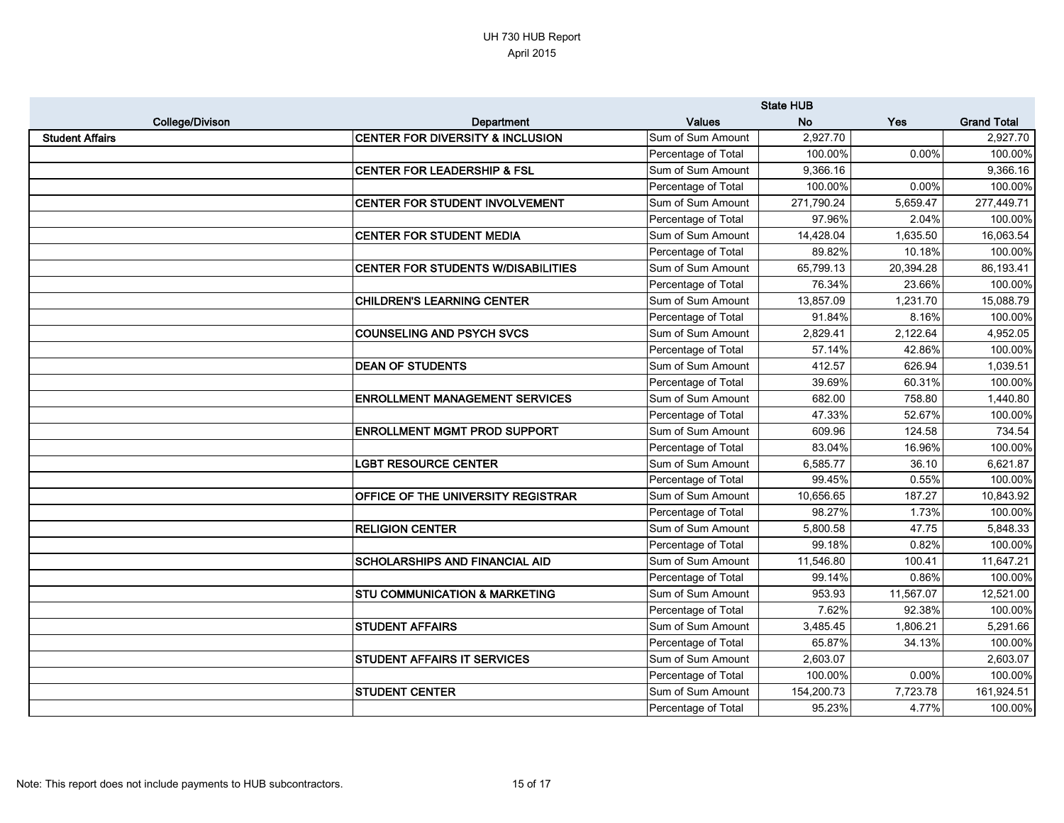# UH 730 HUB Report

April 2015

| College/Divison | Department | Values | State HUB No | Yes | Grand Total |
|---|---|---|---|---|---|
| **Student Affairs** | **CENTER FOR DIVERSITY & INCLUSION** | Sum of Sum Amount | 2,927.70 | | 2,927.70 |
| | | Percentage of Total | 100.00% | 0.00% | 100.00% |
| | **CENTER FOR LEADERSHIP & FSL** | Sum of Sum Amount | 9,366.16 | | 9,366.16 |
| | | Percentage of Total | 100.00% | 0.00% | 100.00% |
| | **CENTER FOR STUDENT INVOLVEMENT** | Sum of Sum Amount | 271,790.24 | 5,659.47 | 277,449.71 |
| | | Percentage of Total | 97.96% | 2.04% | 100.00% |
| | **CENTER FOR STUDENT MEDIA** | Sum of Sum Amount | 14,428.04 | 1,635.50 | 16,063.54 |
| | | Percentage of Total | 89.82% | 10.18% | 100.00% |
| | **CENTER FOR STUDENTS W/DISABILITIES** | Sum of Sum Amount | 65,799.13 | 20,394.28 | 86,193.41 |
| | | Percentage of Total | 76.34% | 23.66% | 100.00% |
| | **CHILDREN'S LEARNING CENTER** | Sum of Sum Amount | 13,857.09 | 1,231.70 | 15,088.79 |
| | | Percentage of Total | 91.84% | 8.16% | 100.00% |
| | **COUNSELING AND PSYCH SVCS** | Sum of Sum Amount | 2,829.41 | 2,122.64 | 4,952.05 |
| | | Percentage of Total | 57.14% | 42.86% | 100.00% |
| | **DEAN OF STUDENTS** | Sum of Sum Amount | 412.57 | 626.94 | 1,039.51 |
| | | Percentage of Total | 39.69% | 60.31% | 100.00% |
| | **ENROLLMENT MANAGEMENT SERVICES** | Sum of Sum Amount | 682.00 | 758.80 | 1,440.80 |
| | | Percentage of Total | 47.33% | 52.67% | 100.00% |
| | **ENROLLMENT MGMT PROD SUPPORT** | Sum of Sum Amount | 609.96 | 124.58 | 734.54 |
| | | Percentage of Total | 83.04% | 16.96% | 100.00% |
| | **LGBT RESOURCE CENTER** | Sum of Sum Amount | 6,585.77 | 36.10 | 6,621.87 |
| | | Percentage of Total | 99.45% | 0.55% | 100.00% |
| | **OFFICE OF THE UNIVERSITY REGISTRAR** | Sum of Sum Amount | 10,656.65 | 187.27 | 10,843.92 |
| | | Percentage of Total | 98.27% | 1.73% | 100.00% |
| | **RELIGION CENTER** | Sum of Sum Amount | 5,800.58 | 47.75 | 5,848.33 |
| | | Percentage of Total | 99.18% | 0.82% | 100.00% |
| | **SCHOLARSHIPS AND FINANCIAL AID** | Sum of Sum Amount | 11,546.80 | 100.41 | 11,647.21 |
| | | Percentage of Total | 99.14% | 0.86% | 100.00% |
| | **STU COMMUNICATION & MARKETING** | Sum of Sum Amount | 953.93 | 11,567.07 | 12,521.00 |
| | | Percentage of Total | 7.62% | 92.38% | 100.00% |
| | **STUDENT AFFAIRS** | Sum of Sum Amount | 3,485.45 | 1,806.21 | 5,291.66 |
| | | Percentage of Total | 65.87% | 34.13% | 100.00% |
| | **STUDENT AFFAIRS IT SERVICES** | Sum of Sum Amount | 2,603.07 | | 2,603.07 |
| | | Percentage of Total | 100.00% | 0.00% | 100.00% |
| | **STUDENT CENTER** | Sum of Sum Amount | 154,200.73 | 7,723.78 | 161,924.51 |
| | | Percentage of Total | 95.23% | 4.77% | 100.00% |

Note: This report does not include payments to HUB subcontractors.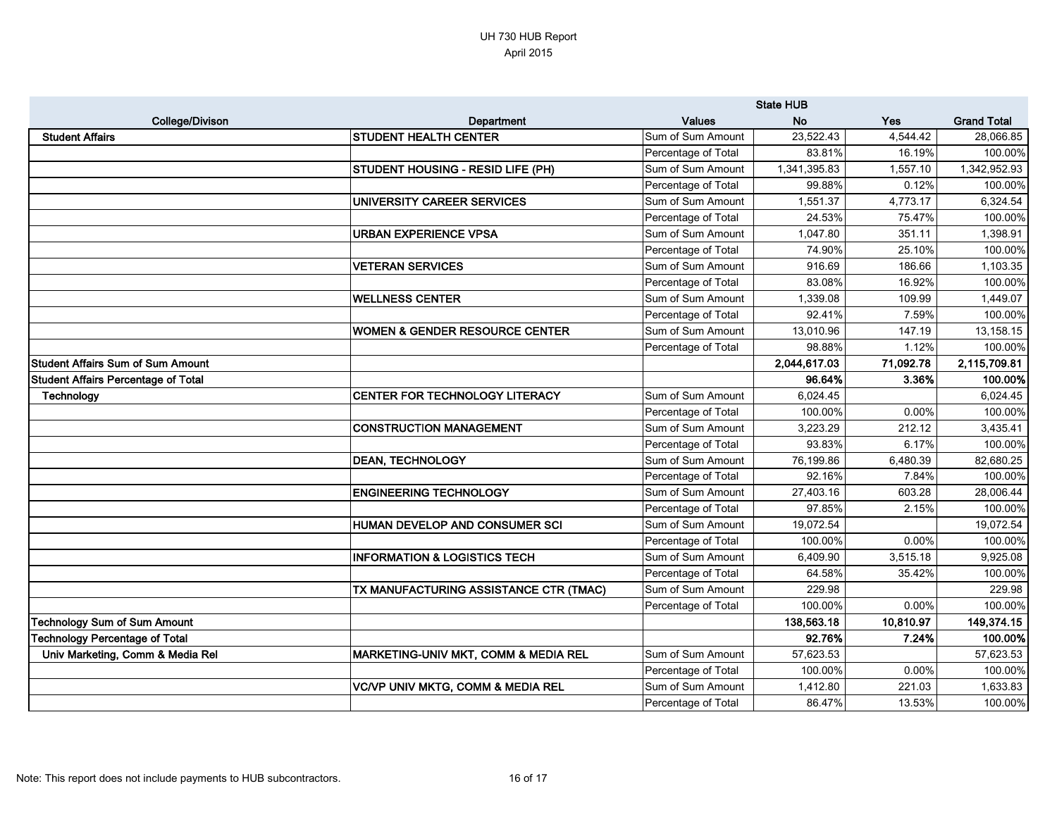UH 730 HUB Report
April 2015

| College/Divison | Department | Values | State HUB No | Yes | Grand Total |
|---|---|---|---|---|---|
| **Student Affairs** | **STUDENT HEALTH CENTER** | Sum of Sum Amount | 23,522.43 | 4,544.42 | 28,066.85 |
| | | Percentage of Total | 83.81% | 16.19% | 100.00% |
| | **STUDENT HOUSING - RESID LIFE (PH)** | Sum of Sum Amount | 1,341,395.83 | 1,557.10 | 1,342,952.93 |
| | | Percentage of Total | 99.88% | 0.12% | 100.00% |
| | **UNIVERSITY CAREER SERVICES** | Sum of Sum Amount | 1,551.37 | 4,773.17 | 6,324.54 |
| | | Percentage of Total | 24.53% | 75.47% | 100.00% |
| | **URBAN EXPERIENCE VPSA** | Sum of Sum Amount | 1,047.80 | 351.11 | 1,398.91 |
| | | Percentage of Total | 74.90% | 25.10% | 100.00% |
| | **VETERAN SERVICES** | Sum of Sum Amount | 916.69 | 186.66 | 1,103.35 |
| | | Percentage of Total | 83.08% | 16.92% | 100.00% |
| | **WELLNESS CENTER** | Sum of Sum Amount | 1,339.08 | 109.99 | 1,449.07 |
| | | Percentage of Total | 92.41% | 7.59% | 100.00% |
| | **WOMEN & GENDER RESOURCE CENTER** | Sum of Sum Amount | 13,010.96 | 147.19 | 13,158.15 |
| | | Percentage of Total | 98.88% | 1.12% | 100.00% |
| **Student Affairs Sum of Sum Amount** | | | **2,044,617.03** | **71,092.78** | **2,115,709.81** |
| **Student Affairs Percentage of Total** | | | **96.64%** | **3.36%** | **100.00%** |
| **Technology** | **CENTER FOR TECHNOLOGY LITERACY** | Sum of Sum Amount | 6,024.45 | | 6,024.45 |
| | | Percentage of Total | 100.00% | 0.00% | 100.00% |
| | **CONSTRUCTION MANAGEMENT** | Sum of Sum Amount | 3,223.29 | 212.12 | 3,435.41 |
| | | Percentage of Total | 93.83% | 6.17% | 100.00% |
| | **DEAN, TECHNOLOGY** | Sum of Sum Amount | 76,199.86 | 6,480.39 | 82,680.25 |
| | | Percentage of Total | 92.16% | 7.84% | 100.00% |
| | **ENGINEERING TECHNOLOGY** | Sum of Sum Amount | 27,403.16 | 603.28 | 28,006.44 |
| | | Percentage of Total | 97.85% | 2.15% | 100.00% |
| | **HUMAN DEVELOP AND CONSUMER SCI** | Sum of Sum Amount | 19,072.54 | | 19,072.54 |
| | | Percentage of Total | 100.00% | 0.00% | 100.00% |
| | **INFORMATION & LOGISTICS TECH** | Sum of Sum Amount | 6,409.90 | 3,515.18 | 9,925.08 |
| | | Percentage of Total | 64.58% | 35.42% | 100.00% |
| | **TX MANUFACTURING ASSISTANCE CTR (TMAC)** | Sum of Sum Amount | 229.98 | | 229.98 |
| | | Percentage of Total | 100.00% | 0.00% | 100.00% |
| **Technology Sum of Sum Amount** | | | **138,563.18** | **10,810.97** | **149,374.15** |
| **Technology Percentage of Total** | | | **92.76%** | **7.24%** | **100.00%** |
| **Univ Marketing, Comm & Media Rel** | **MARKETING-UNIV MKT, COMM & MEDIA REL** | Sum of Sum Amount | 57,623.53 | | 57,623.53 |
| | | Percentage of Total | 100.00% | 0.00% | 100.00% |
| | **VC/VP UNIV MKTG, COMM & MEDIA REL** | Sum of Sum Amount | 1,412.80 | 221.03 | 1,633.83 |
| | | Percentage of Total | 86.47% | 13.53% | 100.00% |

Note: This report does not include payments to HUB subcontractors.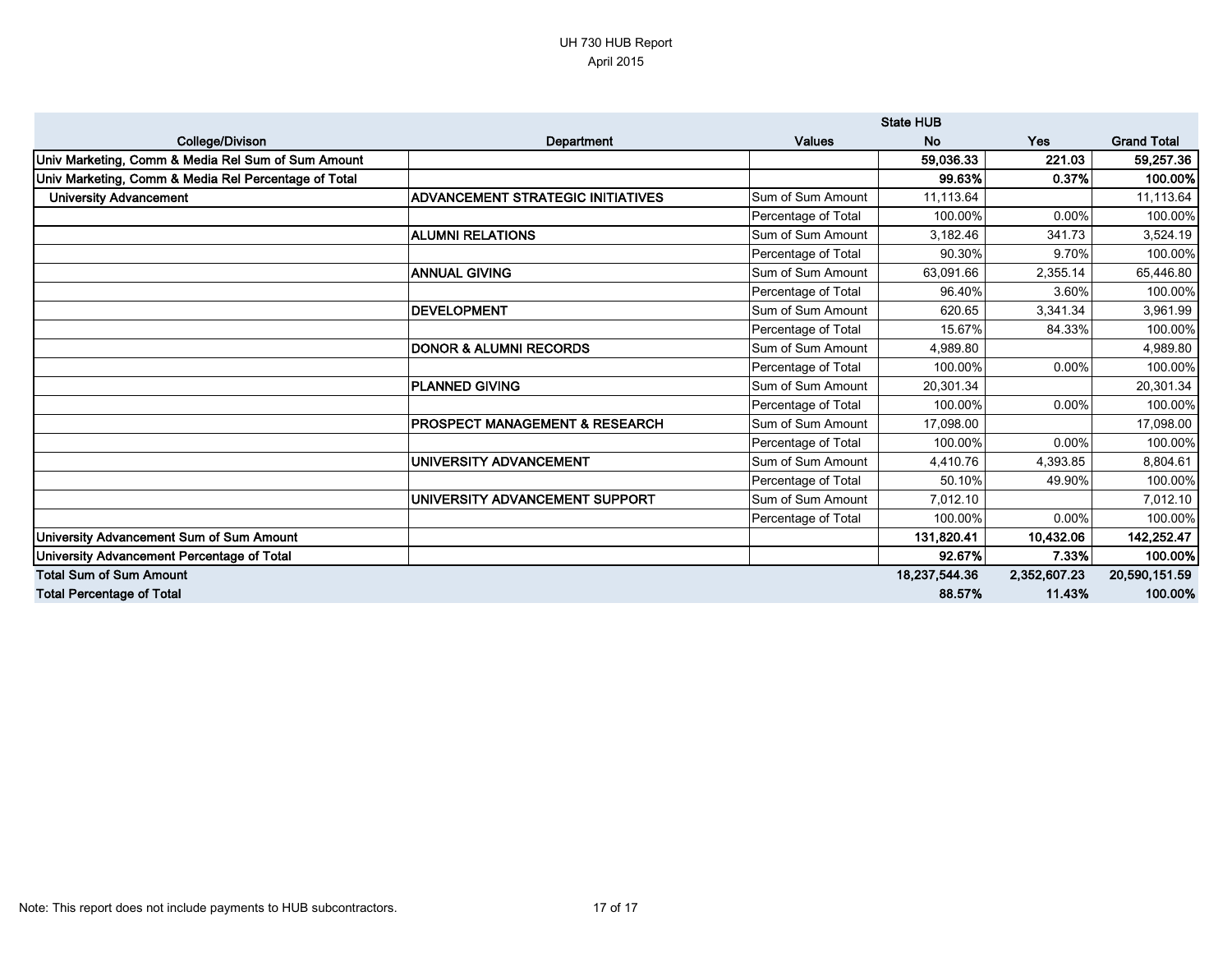# UH 730 HUB Report

April 2015

| College/Divison | Department | Values | State HUB No | Yes | Grand Total |
|---|---|---|---|---|---|
| **Univ Marketing, Comm & Media Rel Sum of Sum Amount** | | | **59,036.33** | **221.03** | **59,257.36** |
| **Univ Marketing, Comm & Media Rel Percentage of Total** | | | **99.63%** | **0.37%** | **100.00%** |
| **University Advancement** | **ADVANCEMENT STRATEGIC INITIATIVES** | Sum of Sum Amount | 11,113.64 | | 11,113.64 |
| | | Percentage of Total | 100.00% | 0.00% | 100.00% |
| | **ALUMNI RELATIONS** | Sum of Sum Amount | 3,182.46 | 341.73 | 3,524.19 |
| | | Percentage of Total | 90.30% | 9.70% | 100.00% |
| | **ANNUAL GIVING** | Sum of Sum Amount | 63,091.66 | 2,355.14 | 65,446.80 |
| | | Percentage of Total | 96.40% | 3.60% | 100.00% |
| | **DEVELOPMENT** | Sum of Sum Amount | 620.65 | 3,341.34 | 3,961.99 |
| | | Percentage of Total | 15.67% | 84.33% | 100.00% |
| | **DONOR & ALUMNI RECORDS** | Sum of Sum Amount | 4,989.80 | | 4,989.80 |
| | | Percentage of Total | 100.00% | 0.00% | 100.00% |
| | **PLANNED GIVING** | Sum of Sum Amount | 20,301.34 | | 20,301.34 |
| | | Percentage of Total | 100.00% | 0.00% | 100.00% |
| | **PROSPECT MANAGEMENT & RESEARCH** | Sum of Sum Amount | 17,098.00 | | 17,098.00 |
| | | Percentage of Total | 100.00% | 0.00% | 100.00% |
| | **UNIVERSITY ADVANCEMENT** | Sum of Sum Amount | 4,410.76 | 4,393.85 | 8,804.61 |
| | | Percentage of Total | 50.10% | 49.90% | 100.00% |
| | **UNIVERSITY ADVANCEMENT SUPPORT** | Sum of Sum Amount | 7,012.10 | | 7,012.10 |
| | | Percentage of Total | 100.00% | 0.00% | 100.00% |
| **University Advancement Sum of Sum Amount** | | | **131,820.41** | **10,432.06** | **142,252.47** |
| **University Advancement Percentage of Total** | | | **92.67%** | **7.33%** | **100.00%** |
| **Total Sum of Sum Amount** | | | **18,237,544.36** | **2,352,607.23** | **20,590,151.59** |
| **Total Percentage of Total** | | | **88.57%** | **11.43%** | **100.00%** |

Note: This report does not include payments to HUB subcontractors.